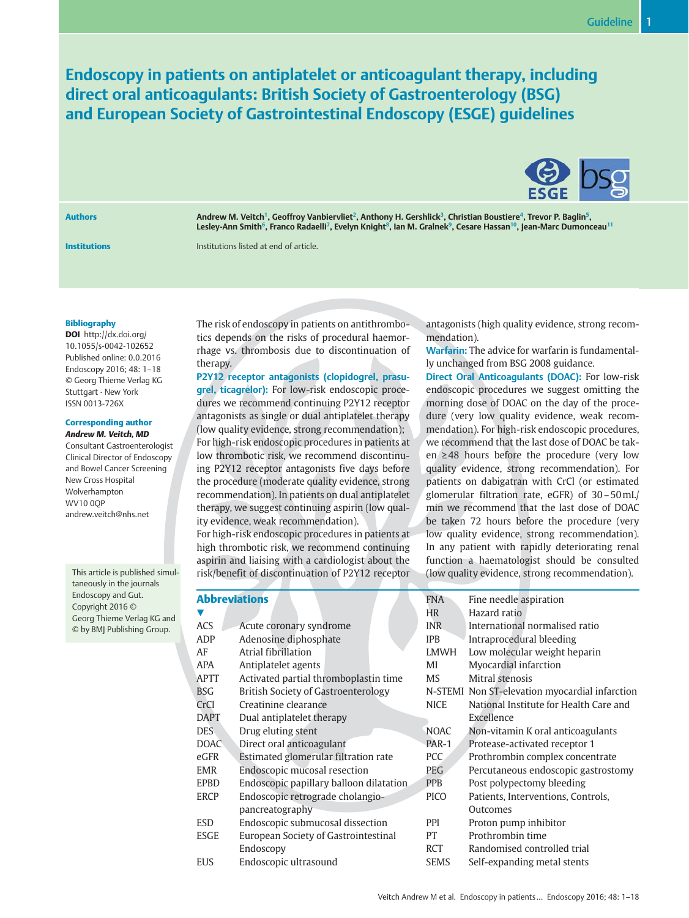# Endoscopy in patients on antiplatelet or anticoagulant therapy, including direct oral anticoagulants: British Society of Gastroenterology (BSG) and European Society of Gastrointestinal Endoscopy (ESGE) guidelines

**Authors**

Andrew M. Veitch[1], Geoffroy Vanbiervliet[2], Anthony H. Gershlick[3], Christian Boustiere[4], Trevor P. Baglin[5], Lesley-Ann Smith[6], Franco Radaelli[7], Evelyn Knight[8], Ian M. Gralnek[9], Cesare Hassan[10], Jean-Marc Dumonceau[11]

**Institutions**

Institutions listed at end of article.

**Bibliography**

**DOI** http://dx.doi.org/10.1055/s-0042-102652
Published online: 0.0.2016
Endoscopy 2016; 48: 1–18
© Georg Thieme Verlag KG
Stuttgart · New York
ISSN 0013-726X

**Corresponding author**

***Andrew M. Veitch, MD***
Consultant Gastroenterologist
Clinical Director of Endoscopy and Bowel Cancer Screening
New Cross Hospital
Wolverhampton
WV10 0QP
andrew.veitch@nhs.net

This article is published simultaneously in the journals Endoscopy and Gut. Copyright 2016 © Georg Thieme Verlag KG and © by BMJ Publishing Group.

The risk of endoscopy in patients on antithrombotics depends on the risks of procedural haemorrhage vs. thrombosis due to discontinuation of therapy.

**P2Y12 receptor antagonists (clopidogrel, prasugrel, ticagrelor):** For low-risk endoscopic procedures we recommend continuing P2Y12 receptor antagonists as single or dual antiplatelet therapy (low quality evidence, strong recommendation); For high-risk endoscopic procedures in patients at low thrombotic risk, we recommend discontinuing P2Y12 receptor antagonists five days before the procedure (moderate quality evidence, strong recommendation). In patients on dual antiplatelet therapy, we suggest continuing aspirin (low quality evidence, weak recommendation).

For high-risk endoscopic procedures in patients at high thrombotic risk, we recommend continuing aspirin and liaising with a cardiologist about the risk/benefit of discontinuation of P2Y12 receptor antagonists (high quality evidence, strong recommendation).

**Warfarin:** The advice for warfarin is fundamentally unchanged from BSG 2008 guidance.

**Direct Oral Anticoagulants (DOAC):** For low-risk endoscopic procedures we suggest omitting the morning dose of DOAC on the day of the procedure (very low quality evidence, weak recommendation). For high-risk endoscopic procedures, we recommend that the last dose of DOAC be taken ≥48 hours before the procedure (very low quality evidence, strong recommendation). For patients on dabigatran with CrCl (or estimated glomerular filtration rate, eGFR) of 30–50 mL/min we recommend that the last dose of DOAC be taken 72 hours before the procedure (very low quality evidence, strong recommendation). In any patient with rapidly deteriorating renal function a haematologist should be consulted (low quality evidence, strong recommendation).

## Abbreviations

| | |
|---|---|
| ACS | Acute coronary syndrome |
| ADP | Adenosine diphosphate |
| AF | Atrial fibrillation |
| APA | Antiplatelet agents |
| APTT | Activated partial thromboplastin time |
| BSG | British Society of Gastroenterology |
| CrCl | Creatinine clearance |
| DAPT | Dual antiplatelet therapy |
| DES | Drug eluting stent |
| DOAC | Direct oral anticoagulant |
| eGFR | Estimated glomerular filtration rate |
| EMR | Endoscopic mucosal resection |
| EPBD | Endoscopic papillary balloon dilatation |
| ERCP | Endoscopic retrograde cholangiopancreatography |
| ESD | Endoscopic submucosal dissection |
| ESGE | European Society of Gastrointestinal Endoscopy |
| EUS | Endoscopic ultrasound |
| FNA | Fine needle aspiration |
| HR | Hazard ratio |
| INR | International normalised ratio |
| IPB | Intraprocedural bleeding |
| LMWH | Low molecular weight heparin |
| MI | Myocardial infarction |
| MS | Mitral stenosis |
| N-STEMI | Non ST-elevation myocardial infarction |
| NICE | National Institute for Health Care and Excellence |
| NOAC | Non-vitamin K oral anticoagulants |
| PAR-1 | Protease-activated receptor 1 |
| PCC | Prothrombin complex concentrate |
| PEG | Percutaneous endoscopic gastrostomy |
| PPB | Post polypectomy bleeding |
| PICO | Patients, Interventions, Controls, Outcomes |
| PPI | Proton pump inhibitor |
| PT | Prothrombin time |
| RCT | Randomised controlled trial |
| SEMS | Self-expanding metal stents |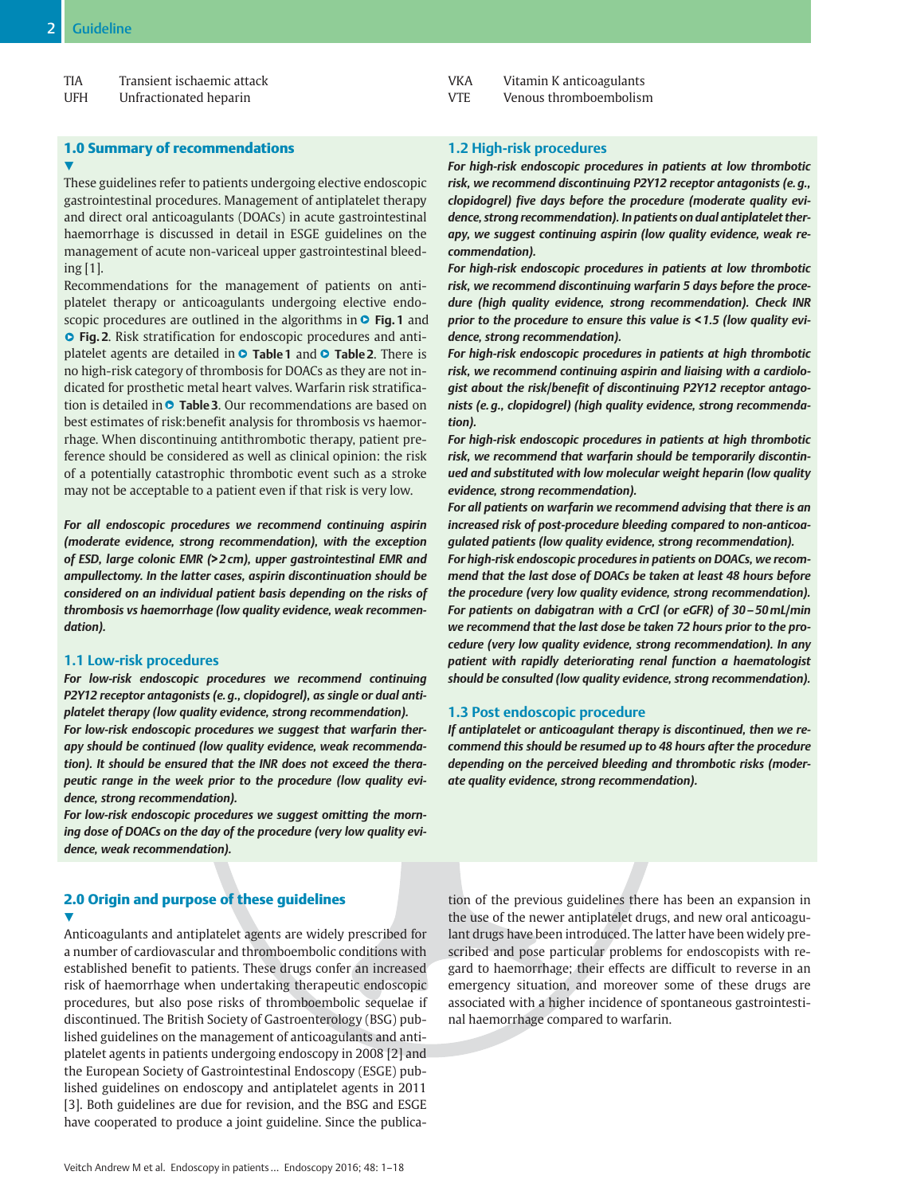| | |
|---|---|
| TIA | Transient ischaemic attack |
| UFH | Unfractionated heparin |
| VKA | Vitamin K anticoagulants |
| VTE | Venous thromboembolism |

## 1.0 Summary of recommendations

These guidelines refer to patients undergoing elective endoscopic gastrointestinal procedures. Management of antiplatelet therapy and direct oral anticoagulants (DOACs) in acute gastrointestinal haemorrhage is discussed in detail in ESGE guidelines on the management of acute non-variceal upper gastrointestinal bleeding [1].

Recommendations for the management of patients on antiplatelet therapy or anticoagulants undergoing elective endoscopic procedures are outlined in the algorithms in **Fig. 1** and **Fig. 2**. Risk stratification for endoscopic procedures and antiplatelet agents are detailed in **Table 1** and **Table 2**. There is no high-risk category of thrombosis for DOACs as they are not indicated for prosthetic metal heart valves. Warfarin risk stratification is detailed in **Table 3**. Our recommendations are based on best estimates of risk:benefit analysis for thrombosis vs haemorrhage. When discontinuing antithrombotic therapy, patient preference should be considered as well as clinical opinion: the risk of a potentially catastrophic thrombotic event such as a stroke may not be acceptable to a patient even if that risk is very low.

***For all endoscopic procedures we recommend continuing aspirin (moderate evidence, strong recommendation), with the exception of ESD, large colonic EMR (>2 cm), upper gastrointestinal EMR and ampullectomy. In the latter cases, aspirin discontinuation should be considered on an individual patient basis depending on the risks of thrombosis vs haemorrhage (low quality evidence, weak recommendation).***

### 1.1 Low-risk procedures

***For low-risk endoscopic procedures we recommend continuing P2Y12 receptor antagonists (e.g., clopidogrel), as single or dual antiplatelet therapy (low quality evidence, strong recommendation).***

***For low-risk endoscopic procedures we suggest that warfarin therapy should be continued (low quality evidence, weak recommendation). It should be ensured that the INR does not exceed the therapeutic range in the week prior to the procedure (low quality evidence, strong recommendation).***

***For low-risk endoscopic procedures we suggest omitting the morning dose of DOACs on the day of the procedure (very low quality evidence, weak recommendation).***

### 1.2 High-risk procedures

***For high-risk endoscopic procedures in patients at low thrombotic risk, we recommend discontinuing P2Y12 receptor antagonists (e.g., clopidogrel) five days before the procedure (moderate quality evidence, strong recommendation). In patients on dual antiplatelet therapy, we suggest continuing aspirin (low quality evidence, weak recommendation).***

***For high-risk endoscopic procedures in patients at low thrombotic risk, we recommend discontinuing warfarin 5 days before the procedure (high quality evidence, strong recommendation). Check INR prior to the procedure to ensure this value is <1.5 (low quality evidence, strong recommendation).***

***For high-risk endoscopic procedures in patients at high thrombotic risk, we recommend continuing aspirin and liaising with a cardiologist about the risk/benefit of discontinuing P2Y12 receptor antagonists (e.g., clopidogrel) (high quality evidence, strong recommendation).***

***For high-risk endoscopic procedures in patients at high thrombotic risk, we recommend that warfarin should be temporarily discontinued and substituted with low molecular weight heparin (low quality evidence, strong recommendation).***

***For all patients on warfarin we recommend advising that there is an increased risk of post-procedure bleeding compared to non-anticoagulated patients (low quality evidence, strong recommendation).***

***For high-risk endoscopic procedures in patients on DOACs, we recommend that the last dose of DOACs be taken at least 48 hours before the procedure (very low quality evidence, strong recommendation). For patients on dabigatran with a CrCl (or eGFR) of 30–50 mL/min we recommend that the last dose be taken 72 hours prior to the procedure (very low quality evidence, strong recommendation). In any patient with rapidly deteriorating renal function a haematologist should be consulted (low quality evidence, strong recommendation).***

### 1.3 Post endoscopic procedure

***If antiplatelet or anticoagulant therapy is discontinued, then we recommend this should be resumed up to 48 hours after the procedure depending on the perceived bleeding and thrombotic risks (moderate quality evidence, strong recommendation).***

## 2.0 Origin and purpose of these guidelines

Anticoagulants and antiplatelet agents are widely prescribed for a number of cardiovascular and thromboembolic conditions with established benefit to patients. These drugs confer an increased risk of haemorrhage when undertaking therapeutic endoscopic procedures, but also pose risks of thromboembolic sequelae if discontinued. The British Society of Gastroenterology (BSG) published guidelines on the management of anticoagulants and antiplatelet agents in patients undergoing endoscopy in 2008 [2] and the European Society of Gastrointestinal Endoscopy (ESGE) published guidelines on endoscopy and antiplatelet agents in 2011 [3]. Both guidelines are due for revision, and the BSG and ESGE have cooperated to produce a joint guideline. Since the publication of the previous guidelines there has been an expansion in the use of the newer antiplatelet drugs, and new oral anticoagulant drugs have been introduced. The latter have been widely prescribed and pose particular problems for endoscopists with regard to haemorrhage; their effects are difficult to reverse in an emergency situation, and moreover some of these drugs are associated with a higher incidence of spontaneous gastrointestinal haemorrhage compared to warfarin.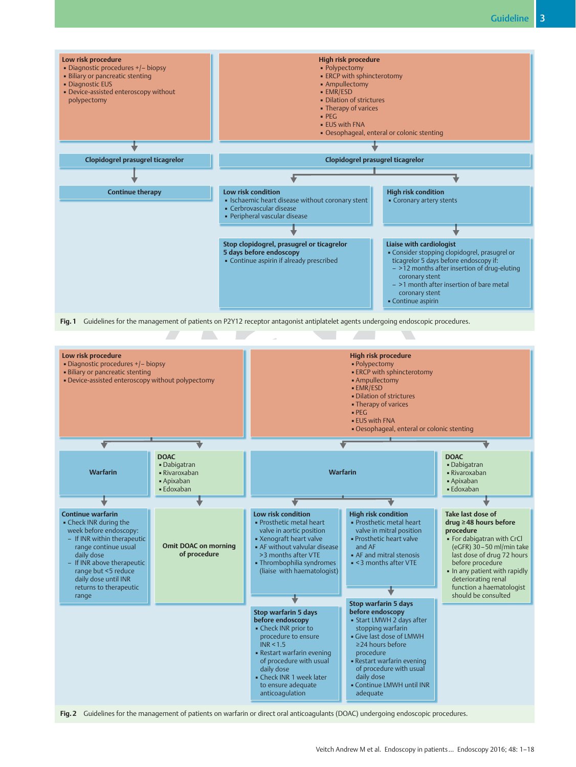**Low risk procedure**
- Diagnostic procedures +/– biopsy
- Biliary or pancreatic stenting
- Diagnostic EUS
- Device-assisted enteroscopy without polypectomy

→ **Clopidogrel prasugrel ticagrelor**

→ **Continue therapy**

**High risk procedure**
- Polypectomy
- ERCP with sphincterotomy
- Ampullectomy
- EMR/ESD
- Dilation of strictures
- Therapy of varices
- PEG
- EUS with FNA
- Oesophageal, enteral or colonic stenting

→ **Clopidogrel prasugrel ticagrelor**

**Low risk condition**
- Ischaemic heart disease without coronary stent
- Cerbrovascular disease
- Peripheral vascular disease

→ **Stop clopidogrel, prasugrel or ticagrelor 5 days before endoscopy**
- Continue aspirin if already prescribed

**High risk condition**
- Coronary artery stents

→ **Liaise with cardiologist**
- Consider stopping clopidogrel, prasugrel or ticagrelor 5 days before endoscopy if:
  - >12 months after insertion of drug-eluting coronary stent
  - >1 month after insertion of bare metal coronary stent
- Continue aspirin

**Fig. 1** Guidelines for the management of patients on P2Y12 receptor antagonist antiplatelet agents undergoing endoscopic procedures.

**Low risk procedure**
- Diagnostic procedures +/– biopsy
- Biliary or pancreatic stenting
- Device-assisted enteroscopy without polypectomy

→ **Warfarin**

→ **Continue warfarin**
- Check INR during the week before endoscopy:
  - If INR within therapeutic range continue usual daily dose
  - If INR above therapeutic range but <5 reduce daily dose until INR returns to therapeutic range

→ **DOAC**
- Dabigatran
- Rivaroxaban
- Apixaban
- Edoxaban

→ **Omit DOAC on morning of procedure**

**High risk procedure**
- Polypectomy
- ERCP with sphincterotomy
- Ampullectomy
- EMR/ESD
- Dilation of strictures
- Therapy of varices
- PEG
- EUS with FNA
- Oesophageal, enteral or colonic stenting

→ **Warfarin**

**Low risk condition**
- Prosthetic metal heart valve in aortic position
- Xenograft heart valve
- AF without valvular disease
- >3 months after VTE
- Thrombophilia syndromes (liaise with haematologist)

→ **Stop warfarin 5 days before endoscopy**
- Check INR prior to procedure to ensure INR <1.5
- Restart warfarin evening of procedure with usual daily dose
- Check INR 1 week later to ensure adequate anticoagulation

**High risk condition**
- Prosthetic metal heart valve in mitral position
- Prosthetic heart valve and AF
- AF and mitral stenosis
- <3 months after VTE

→ **Stop warfarin 5 days before endoscopy**
- Start LMWH 2 days after stopping warfarin
- Give last dose of LMWH ≥24 hours before procedure
- Restart warfarin evening of procedure with usual daily dose
- Continue LMWH until INR adequate

→ **DOAC**
- Dabigatran
- Rivaroxaban
- Apixaban
- Edoxaban

→ **Take last dose of drug ≥48 hours before procedure**
- For dabigatran with CrCl (eGFR) 30–50 ml/min take last dose of drug 72 hours before procedure
- In any patient with rapidly deteriorating renal function a haematologist should be consulted

**Fig. 2** Guidelines for the management of patients on warfarin or direct oral anticoagulants (DOAC) undergoing endoscopic procedures.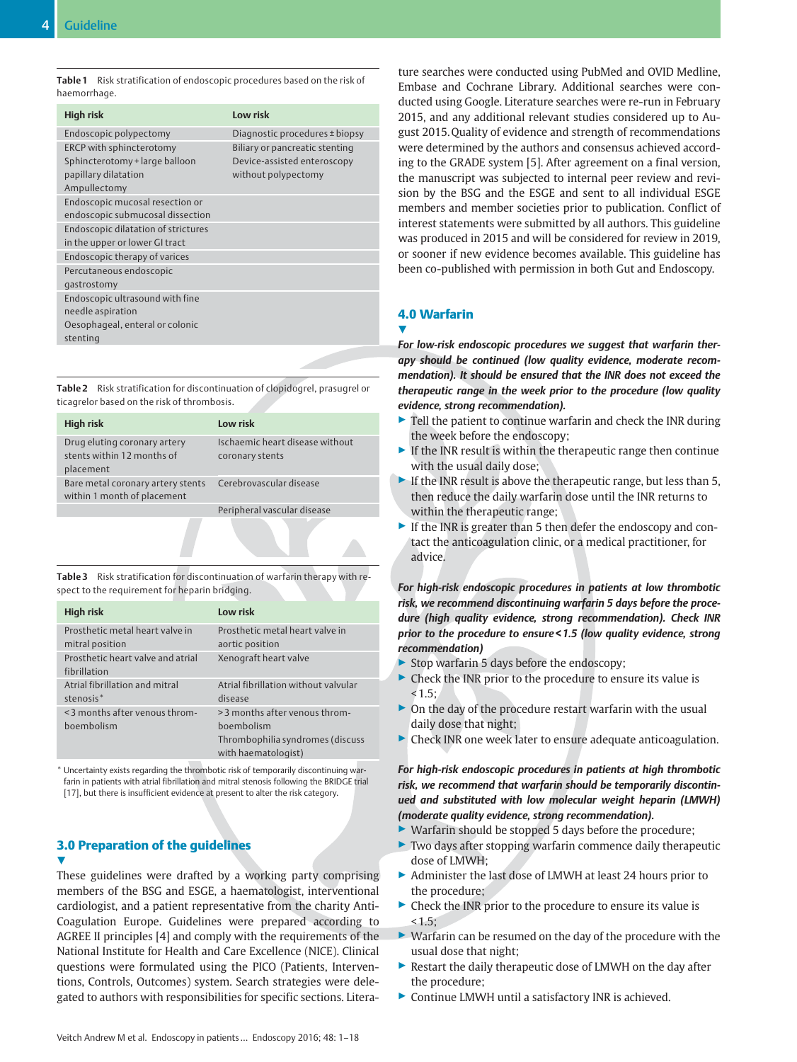Table 1 Risk stratification of endoscopic procedures based on the risk of haemorrhage.

| High risk | Low risk |
|---|---|
| Endoscopic polypectomy | Diagnostic procedures ± biopsy |
| ERCP with sphincterotomy<br>Sphincterotomy + large balloon papillary dilatation<br>Ampullectomy | Biliary or pancreatic stenting<br>Device-assisted enteroscopy without polypectomy |
| Endoscopic mucosal resection or endoscopic submucosal dissection | |
| Endoscopic dilatation of strictures in the upper or lower GI tract | |
| Endoscopic therapy of varices | |
| Percutaneous endoscopic gastrostomy | |
| Endoscopic ultrasound with fine needle aspiration<br>Oesophageal, enteral or colonic stenting | |

Table 2 Risk stratification for discontinuation of clopidogrel, prasugrel or ticagrelor based on the risk of thrombosis.

| High risk | Low risk |
|---|---|
| Drug eluting coronary artery stents within 12 months of placement | Ischaemic heart disease without coronary stents |
| Bare metal coronary artery stents within 1 month of placement | Cerebrovascular disease |
| | Peripheral vascular disease |

Table 3 Risk stratification for discontinuation of warfarin therapy with respect to the requirement for heparin bridging.

| High risk | Low risk |
|---|---|
| Prosthetic metal heart valve in mitral position | Prosthetic metal heart valve in aortic position |
| Prosthetic heart valve and atrial fibrillation | Xenograft heart valve |
| Atrial fibrillation and mitral stenosis* | Atrial fibrillation without valvular disease |
| < 3 months after venous thromboembolism | > 3 months after venous thromboembolism<br>Thrombophilia syndromes (discuss with haematologist) |

* Uncertainty exists regarding the thrombotic risk of temporarily discontinuing warfarin in patients with atrial fibrillation and mitral stenosis following the BRIDGE trial [17], but there is insufficient evidence at present to alter the risk category.

## 3.0 Preparation of the guidelines

These guidelines were drafted by a working party comprising members of the BSG and ESGE, a haematologist, interventional cardiologist, and a patient representative from the charity Anti-Coagulation Europe. Guidelines were prepared according to AGREE II principles [4] and comply with the requirements of the National Institute for Health and Care Excellence (NICE). Clinical questions were formulated using the PICO (Patients, Interventions, Controls, Outcomes) system. Search strategies were delegated to authors with responsibilities for specific sections. Literature searches were conducted using PubMed and OVID Medline, Embase and Cochrane Library. Additional searches were conducted using Google. Literature searches were re-run in February 2015, and any additional relevant studies considered up to August 2015. Quality of evidence and strength of recommendations were determined by the authors and consensus achieved according to the GRADE system [5]. After agreement on a final version, the manuscript was subjected to internal peer review and revision by the BSG and the ESGE and sent to all individual ESGE members and member societies prior to publication. Conflict of interest statements were submitted by all authors. This guideline was produced in 2015 and will be considered for review in 2019, or sooner if new evidence becomes available. This guideline has been co-published with permission in both Gut and Endoscopy.

## 4.0 Warfarin

***For low-risk endoscopic procedures we suggest that warfarin therapy should be continued (low quality evidence, moderate recommendation). It should be ensured that the INR does not exceed the therapeutic range in the week prior to the procedure (low quality evidence, strong recommendation).***

- Tell the patient to continue warfarin and check the INR during the week before the endoscopy;
- If the INR result is within the therapeutic range then continue with the usual daily dose;
- If the INR result is above the therapeutic range, but less than 5, then reduce the daily warfarin dose until the INR returns to within the therapeutic range;
- If the INR is greater than 5 then defer the endoscopy and contact the anticoagulation clinic, or a medical practitioner, for advice.

***For high-risk endoscopic procedures in patients at low thrombotic risk, we recommend discontinuing warfarin 5 days before the procedure (high quality evidence, strong recommendation). Check INR prior to the procedure to ensure < 1.5 (low quality evidence, strong recommendation)***

- Stop warfarin 5 days before the endoscopy;
- Check the INR prior to the procedure to ensure its value is < 1.5;
- On the day of the procedure restart warfarin with the usual daily dose that night;
- Check INR one week later to ensure adequate anticoagulation.

***For high-risk endoscopic procedures in patients at high thrombotic risk, we recommend that warfarin should be temporarily discontinued and substituted with low molecular weight heparin (LMWH) (moderate quality evidence, strong recommendation).***

- Warfarin should be stopped 5 days before the procedure;
- Two days after stopping warfarin commence daily therapeutic dose of LMWH;
- Administer the last dose of LMWH at least 24 hours prior to the procedure;
- Check the INR prior to the procedure to ensure its value is < 1.5;
- Warfarin can be resumed on the day of the procedure with the usual dose that night;
- Restart the daily therapeutic dose of LMWH on the day after the procedure;
- Continue LMWH until a satisfactory INR is achieved.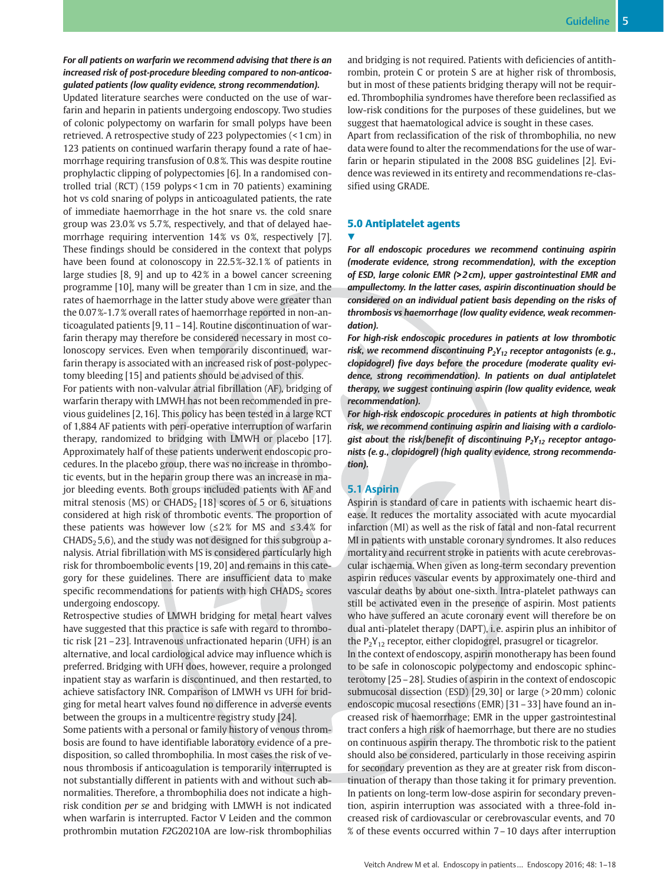***For all patients on warfarin we recommend advising that there is an increased risk of post-procedure bleeding compared to non-anticoagulated patients (low quality evidence, strong recommendation).***

Updated literature searches were conducted on the use of warfarin and heparin in patients undergoing endoscopy. Two studies of colonic polypectomy on warfarin for small polyps have been retrieved. A retrospective study of 223 polypectomies (< 1 cm) in 123 patients on continued warfarin therapy found a rate of haemorrhage requiring transfusion of 0.8 %. This was despite routine prophylactic clipping of polypectomies [6]. In a randomised controlled trial (RCT) (159 polyps < 1 cm in 70 patients) examining hot vs cold snaring of polyps in anticoagulated patients, the rate of immediate haemorrhage in the hot snare vs. the cold snare group was 23.0 % vs 5.7 %, respectively, and that of delayed haemorrhage requiring intervention 14 % vs 0 %, respectively [7]. These findings should be considered in the context that polyps have been found at colonoscopy in 22.5 %-32.1 % of patients in large studies [8, 9] and up to 42 % in a bowel cancer screening programme [10], many will be greater than 1 cm in size, and the rates of haemorrhage in the latter study above were greater than the 0.07 %-1.7 % overall rates of haemorrhage reported in non-anticoagulated patients [9, 11 – 14]. Routine discontinuation of warfarin therapy may therefore be considered necessary in most colonoscopy services. Even when temporarily discontinued, warfarin therapy is associated with an increased risk of post-polypectomy bleeding [15] and patients should be advised of this.

For patients with non-valvular atrial fibrillation (AF), bridging of warfarin therapy with LMWH has not been recommended in previous guidelines [2, 16]. This policy has been tested in a large RCT of 1,884 AF patients with peri-operative interruption of warfarin therapy, randomized to bridging with LMWH or placebo [17]. Approximately half of these patients underwent endoscopic procedures. In the placebo group, there was no increase in thrombotic events, but in the heparin group there was an increase in major bleeding events. Both groups included patients with AF and mitral stenosis (MS) or $CHADS_2$ [18] scores of 5 or 6, situations considered at high risk of thrombotic events. The proportion of these patients was however low (≤2 % for MS and ≤3.4 % for $CHADS_2$ 5,6), and the study was not designed for this subgroup analysis. Atrial fibrillation with MS is considered particularly high risk for thromboembolic events [19, 20] and remains in this category for these guidelines. There are insufficient data to make specific recommendations for patients with high $CHADS_2$ scores undergoing endoscopy.

Retrospective studies of LMWH bridging for metal heart valves have suggested that this practice is safe with regard to thrombotic risk [21 – 23]. Intravenous unfractionated heparin (UFH) is an alternative, and local cardiological advice may influence which is preferred. Bridging with UFH does, however, require a prolonged inpatient stay as warfarin is discontinued, and then restarted, to achieve satisfactory INR. Comparison of LMWH vs UFH for bridging for metal heart valves found no difference in adverse events between the groups in a multicentre registry study [24].

Some patients with a personal or family history of venous thrombosis are found to have identifiable laboratory evidence of a predisposition, so called thrombophilia. In most cases the risk of venous thrombosis if anticoagulation is temporarily interrupted is not substantially different in patients with and without such abnormalities. Therefore, a thrombophilia does not indicate a high-risk condition *per se* and bridging with LMWH is not indicated when warfarin is interrupted. Factor V Leiden and the common prothrombin mutation *F2*G20210A are low-risk thrombophilias and bridging is not required. Patients with deficiencies of antithrombin, protein C or protein S are at higher risk of thrombosis, but in most of these patients bridging therapy will not be required. Thrombophilia syndromes have therefore been reclassified as low-risk conditions for the purposes of these guidelines, but we suggest that haematological advice is sought in these cases.

Apart from reclassification of the risk of thrombophilia, no new data were found to alter the recommendations for the use of warfarin or heparin stipulated in the 2008 BSG guidelines [2]. Evidence was reviewed in its entirety and recommendations re-classified using GRADE.

## 5.0 Antiplatelet agents

***For all endoscopic procedures we recommend continuing aspirin (moderate evidence, strong recommendation), with the exception of ESD, large colonic EMR (> 2 cm), upper gastrointestinal EMR and ampullectomy. In the latter cases, aspirin discontinuation should be considered on an individual patient basis depending on the risks of thrombosis vs haemorrhage (low quality evidence, weak recommendation).***

***For high-risk endoscopic procedures in patients at low thrombotic risk, we recommend discontinuing $P_2Y_{12}$ receptor antagonists (e. g., clopidogrel) five days before the procedure (moderate quality evidence, strong recommendation). In patients on dual antiplatelet therapy, we suggest continuing aspirin (low quality evidence, weak recommendation).***

***For high-risk endoscopic procedures in patients at high thrombotic risk, we recommend continuing aspirin and liaising with a cardiologist about the risk/benefit of discontinuing $P_2Y_{12}$ receptor antagonists (e. g., clopidogrel) (high quality evidence, strong recommendation).***

### 5.1 Aspirin

Aspirin is standard of care in patients with ischaemic heart disease. It reduces the mortality associated with acute myocardial infarction (MI) as well as the risk of fatal and non-fatal recurrent MI in patients with unstable coronary syndromes. It also reduces mortality and recurrent stroke in patients with acute cerebrovascular ischaemia. When given as long-term secondary prevention aspirin reduces vascular events by approximately one-third and vascular deaths by about one-sixth. Intra-platelet pathways can still be activated even in the presence of aspirin. Most patients who have suffered an acute coronary event will therefore be on dual anti-platelet therapy (DAPT), i. e. aspirin plus an inhibitor of the $P_2Y_{12}$ receptor, either clopidogrel, prasugrel or ticagrelor.

In the context of endoscopy, aspirin monotherapy has been found to be safe in colonoscopic polypectomy and endoscopic sphincterotomy [25 – 28]. Studies of aspirin in the context of endoscopic submucosal dissection (ESD) [29, 30] or large (> 20 mm) colonic endoscopic mucosal resections (EMR) [31 – 33] have found an increased risk of haemorrhage; EMR in the upper gastrointestinal tract confers a high risk of haemorrhage, but there are no studies on continuous aspirin therapy. The thrombotic risk to the patient should also be considered, particularly in those receiving aspirin for secondary prevention as they are at greater risk from discontinuation of therapy than those taking it for primary prevention. In patients on long-term low-dose aspirin for secondary prevention, aspirin interruption was associated with a three-fold increased risk of cardiovascular or cerebrovascular events, and 70 % of these events occurred within 7 – 10 days after interruption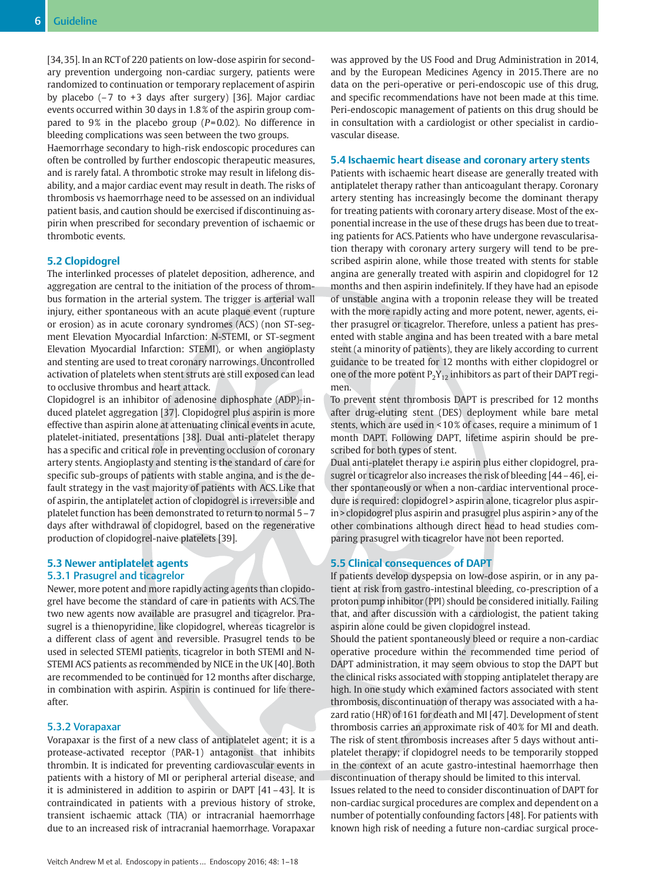[34, 35]. In an RCT of 220 patients on low-dose aspirin for secondary prevention undergoing non-cardiac surgery, patients were randomized to continuation or temporary replacement of aspirin by placebo (−7 to +3 days after surgery) [36]. Major cardiac events occurred within 30 days in 1.8 % of the aspirin group compared to 9 % in the placebo group (*P* = 0.02). No difference in bleeding complications was seen between the two groups.

Haemorrhage secondary to high-risk endoscopic procedures can often be controlled by further endoscopic therapeutic measures, and is rarely fatal. A thrombotic stroke may result in lifelong disability, and a major cardiac event may result in death. The risks of thrombosis vs haemorrhage need to be assessed on an individual patient basis, and caution should be exercised if discontinuing aspirin when prescribed for secondary prevention of ischaemic or thrombotic events.

### 5.2 Clopidogrel

The interlinked processes of platelet deposition, adherence, and aggregation are central to the initiation of the process of thrombus formation in the arterial system. The trigger is arterial wall injury, either spontaneous with an acute plaque event (rupture or erosion) as in acute coronary syndromes (ACS) (non ST-segment Elevation Myocardial Infarction: N-STEMI, or ST-segment Elevation Myocardial Infarction: STEMI), or when angioplasty and stenting are used to treat coronary narrowings. Uncontrolled activation of platelets when stent struts are still exposed can lead to occlusive thrombus and heart attack.

Clopidogrel is an inhibitor of adenosine diphosphate (ADP)-induced platelet aggregation [37]. Clopidogrel plus aspirin is more effective than aspirin alone at attenuating clinical events in acute, platelet-initiated, presentations [38]. Dual anti-platelet therapy has a specific and critical role in preventing occlusion of coronary artery stents. Angioplasty and stenting is the standard of care for specific sub-groups of patients with stable angina, and is the default strategy in the vast majority of patients with ACS. Like that of aspirin, the antiplatelet action of clopidogrel is irreversible and platelet function has been demonstrated to return to normal 5 – 7 days after withdrawal of clopidogrel, based on the regenerative production of clopidogrel-naive platelets [39].

### 5.3 Newer antiplatelet agents

#### 5.3.1 Prasugrel and ticagrelor

Newer, more potent and more rapidly acting agents than clopidogrel have become the standard of care in patients with ACS. The two new agents now available are prasugrel and ticagrelor. Prasugrel is a thienopyridine, like clopidogrel, whereas ticagrelor is a different class of agent and reversible. Prasugrel tends to be used in selected STEMI patients, ticagrelor in both STEMI and N-STEMI ACS patients as recommended by NICE in the UK [40]. Both are recommended to be continued for 12 months after discharge, in combination with aspirin. Aspirin is continued for life thereafter.

#### 5.3.2 Vorapaxar

Vorapaxar is the first of a new class of antiplatelet agent; it is a protease-activated receptor (PAR-1) antagonist that inhibits thrombin. It is indicated for preventing cardiovascular events in patients with a history of MI or peripheral arterial disease, and it is administered in addition to aspirin or DAPT [41 – 43]. It is contraindicated in patients with a previous history of stroke, transient ischaemic attack (TIA) or intracranial haemorrhage due to an increased risk of intracranial haemorrhage. Vorapaxar was approved by the US Food and Drug Administration in 2014, and by the European Medicines Agency in 2015. There are no data on the peri-operative or peri-endoscopic use of this drug, and specific recommendations have not been made at this time. Peri-endoscopic management of patients on this drug should be in consultation with a cardiologist or other specialist in cardiovascular disease.

### 5.4 Ischaemic heart disease and coronary artery stents

Patients with ischaemic heart disease are generally treated with antiplatelet therapy rather than anticoagulant therapy. Coronary artery stenting has increasingly become the dominant therapy for treating patients with coronary artery disease. Most of the exponential increase in the use of these drugs has been due to treating patients for ACS. Patients who have undergone revascularisation therapy with coronary artery surgery will tend to be prescribed aspirin alone, while those treated with stents for stable angina are generally treated with aspirin and clopidogrel for 12 months and then aspirin indefinitely. If they have had an episode of unstable angina with a troponin release they will be treated with the more rapidly acting and more potent, newer, agents, either prasugrel or ticagrelor. Therefore, unless a patient has presented with stable angina and has been treated with a bare metal stent (a minority of patients), they are likely according to current guidance to be treated for 12 months with either clopidogrel or one of the more potent $P_2Y_{12}$ inhibitors as part of their DAPT regimen.

To prevent stent thrombosis DAPT is prescribed for 12 months after drug-eluting stent (DES) deployment while bare metal stents, which are used in < 10 % of cases, require a minimum of 1 month DAPT. Following DAPT, lifetime aspirin should be prescribed for both types of stent.

Dual anti-platelet therapy i.e aspirin plus either clopidogrel, prasugrel or ticagrelor also increases the risk of bleeding [44 – 46], either spontaneously or when a non-cardiac interventional procedure is required: clopidogrel > aspirin alone, ticagrelor plus aspirin > clopidogrel plus aspirin and prasugrel plus aspirin > any of the other combinations although direct head to head studies comparing prasugrel with ticagrelor have not been reported.

### 5.5 Clinical consequences of DAPT

If patients develop dyspepsia on low-dose aspirin, or in any patient at risk from gastro-intestinal bleeding, co-prescription of a proton pump inhibitor (PPI) should be considered initially. Failing that, and after discussion with a cardiologist, the patient taking aspirin alone could be given clopidogrel instead.

Should the patient spontaneously bleed or require a non-cardiac operative procedure within the recommended time period of DAPT administration, it may seem obvious to stop the DAPT but the clinical risks associated with stopping antiplatelet therapy are high. In one study which examined factors associated with stent thrombosis, discontinuation of therapy was associated with a hazard ratio (HR) of 161 for death and MI [47]. Development of stent thrombosis carries an approximate risk of 40 % for MI and death. The risk of stent thrombosis increases after 5 days without antiplatelet therapy; if clopidogrel needs to be temporarily stopped in the context of an acute gastro-intestinal haemorrhage then discontinuation of therapy should be limited to this interval.

Issues related to the need to consider discontinuation of DAPT for non-cardiac surgical procedures are complex and dependent on a number of potentially confounding factors [48]. For patients with known high risk of needing a future non-cardiac surgical proce-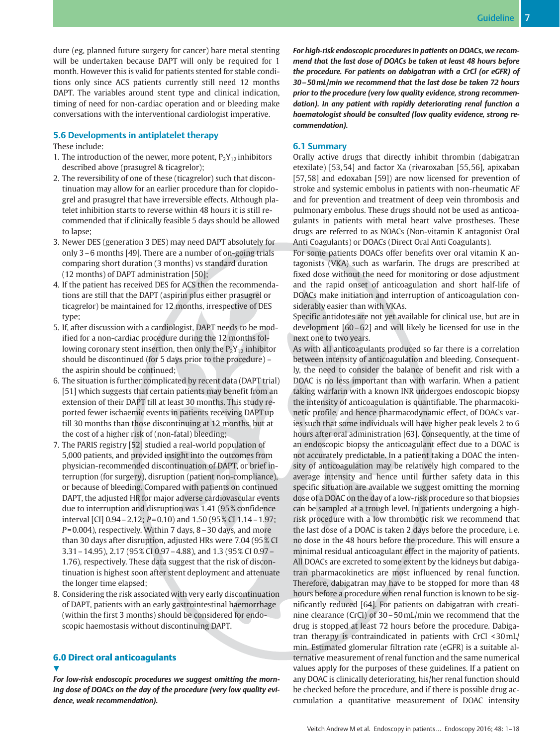dure (eg, planned future surgery for cancer) bare metal stenting will be undertaken because DAPT will only be required for 1 month. However this is valid for patients stented for stable conditions only since ACS patients currently still need 12 months DAPT. The variables around stent type and clinical indication, timing of need for non-cardiac operation and or bleeding make conversations with the interventional cardiologist imperative.

### 5.6 Developments in antiplatelet therapy

These include:

1. The introduction of the newer, more potent, $P_2Y_{12}$ inhibitors described above (prasugrel & ticagrelor);
2. The reversibility of one of these (ticagrelor) such that discontinuation may allow for an earlier procedure than for clopidogrel and prasugrel that have irreversible effects. Although platelet inhibition starts to reverse within 48 hours it is still recommended that if clinically feasible 5 days should be allowed to lapse;
3. Newer DES (generation 3 DES) may need DAPT absolutely for only 3 – 6 months [49]. There are a number of on-going trials comparing short duration (3 months) vs standard duration (12 months) of DAPT administration [50];
4. If the patient has received DES for ACS then the recommendations are still that the DAPT (aspirin plus either prasugrel or ticagrelor) be maintained for 12 months, irrespective of DES type;
5. If, after discussion with a cardiologist, DAPT needs to be modified for a non-cardiac procedure during the 12 months following coronary stent insertion, then only the $P_2Y_{12}$ inhibitor should be discontinued (for 5 days prior to the procedure) – the aspirin should be continued;
6. The situation is further complicated by recent data (DAPT trial) [51] which suggests that certain patients may benefit from an extension of their DAPT till at least 30 months. This study reported fewer ischaemic events in patients receiving DAPT up till 30 months than those discontinuing at 12 months, but at the cost of a higher risk of (non-fatal) bleeding;
7. The PARIS registry [52] studied a real-world population of 5,000 patients, and provided insight into the outcomes from physician-recommended discontinuation of DAPT, or brief interruption (for surgery), disruption (patient non-compliance), or because of bleeding. Compared with patients on continued DAPT, the adjusted HR for major adverse cardiovascular events due to interruption and disruption was 1.41 (95 % confidence interval [CI] 0.94 – 2.12; $P$ = 0.10) and 1.50 (95 % CI 1.14 – 1.97; $P$ = 0.004), respectively. Within 7 days, 8 – 30 days, and more than 30 days after disruption, adjusted HRs were 7.04 (95 % CI 3.31 – 14.95), 2.17 (95 % CI 0.97 – 4.88), and 1.3 (95 % CI 0.97 – 1.76), respectively. These data suggest that the risk of discontinuation is highest soon after stent deployment and attenuate the longer time elapsed;
8. Considering the risk associated with very early discontinuation of DAPT, patients with an early gastrointestinal haemorrhage (within the first 3 months) should be considered for endoscopic haemostasis without discontinuing DAPT.

## 6.0 Direct oral anticoagulants

▼

***For low-risk endoscopic procedures we suggest omitting the morning dose of DOACs on the day of the procedure (very low quality evidence, weak recommendation).***

***For high-risk endoscopic procedures in patients on DOACs, we recommend that the last dose of DOACs be taken at least 48 hours before the procedure. For patients on dabigatran with a CrCl (or eGFR) of 30 – 50 mL/min we recommend that the last dose be taken 72 hours prior to the procedure (very low quality evidence, strong recommendation). In any patient with rapidly deteriorating renal function a haematologist should be consulted (low quality evidence, strong recommendation).***

### 6.1 Summary

Orally active drugs that directly inhibit thrombin (dabigatran etexilate) [53, 54] and factor Xa (rivaroxaban [55, 56], apixaban [57, 58] and edoxaban [59]) are now licensed for prevention of stroke and systemic embolus in patients with non-rheumatic AF and for prevention and treatment of deep vein thrombosis and pulmonary embolus. These drugs should not be used as anticoagulants in patients with metal heart valve prostheses. These drugs are referred to as NOACs (Non-vitamin K antagonist Oral Anti Coagulants) or DOACs (Direct Oral Anti Coagulants).

For some patients DOACs offer benefits over oral vitamin K antagonists (VKA) such as warfarin. The drugs are prescribed at fixed dose without the need for monitoring or dose adjustment and the rapid onset of anticoagulation and short half-life of DOACs make initiation and interruption of anticoagulation considerably easier than with VKAs.

Specific antidotes are not yet available for clinical use, but are in development [60 – 62] and will likely be licensed for use in the next one to two years.

As with all anticoagulants produced so far there is a correlation between intensity of anticoagulation and bleeding. Consequently, the need to consider the balance of benefit and risk with a DOAC is no less important than with warfarin. When a patient taking warfarin with a known INR undergoes endoscopic biopsy the intensity of anticoagulation is quantifiable. The pharmacokinetic profile, and hence pharmacodynamic effect, of DOACs varies such that some individuals will have higher peak levels 2 to 6 hours after oral administration [63]. Consequently, at the time of an endoscopic biopsy the anticoagulant effect due to a DOAC is not accurately predictable. In a patient taking a DOAC the intensity of anticoagulation may be relatively high compared to the average intensity and hence until further safety data in this specific situation are available we suggest omitting the morning dose of a DOAC on the day of a low-risk procedure so that biopsies can be sampled at a trough level. In patients undergoing a high-risk procedure with a low thrombotic risk we recommend that the last dose of a DOAC is taken 2 days before the procedure, i. e. no dose in the 48 hours before the procedure. This will ensure a minimal residual anticoagulant effect in the majority of patients. All DOACs are excreted to some extent by the kidneys but dabigatran pharmacokinetics are most influenced by renal function. Therefore, dabigatran may have to be stopped for more than 48 hours before a procedure when renal function is known to be significantly reduced [64]. For patients on dabigatran with creatinine clearance (CrCl) of 30 – 50 mL/min we recommend that the drug is stopped at least 72 hours before the procedure. Dabigatran therapy is contraindicated in patients with CrCl < 30 mL/min. Estimated glomerular filtration rate (eGFR) is a suitable alternative measurement of renal function and the same numerical values apply for the purposes of these guidelines. If a patient on any DOAC is clinically deteriorating, his/her renal function should be checked before the procedure, and if there is possible drug accumulation a quantitative measurement of DOAC intensity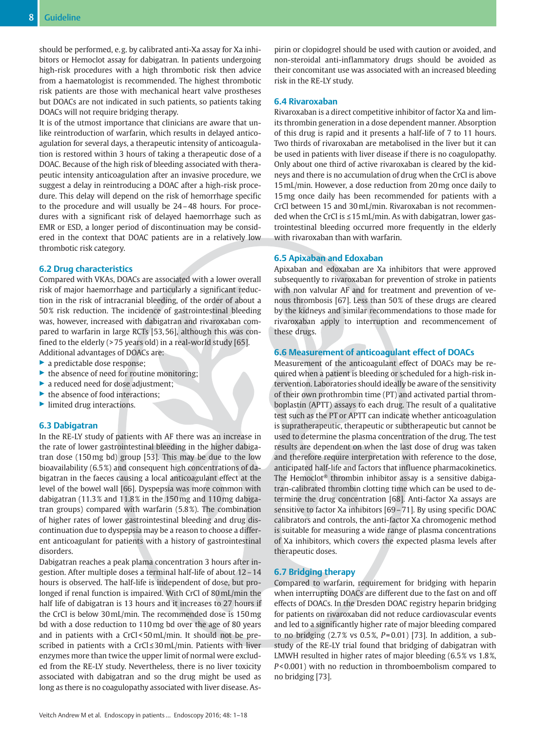should be performed, e. g. by calibrated anti-Xa assay for Xa inhibitors or Hemoclot assay for dabigatran. In patients undergoing high-risk procedures with a high thrombotic risk then advice from a haematologist is recommended. The highest thrombotic risk patients are those with mechanical heart valve prostheses but DOACs are not indicated in such patients, so patients taking DOACs will not require bridging therapy.

It is of the utmost importance that clinicians are aware that unlike reintroduction of warfarin, which results in delayed anticoagulation for several days, a therapeutic intensity of anticoagulation is restored within 3 hours of taking a therapeutic dose of a DOAC. Because of the high risk of bleeding associated with therapeutic intensity anticoagulation after an invasive procedure, we suggest a delay in reintroducing a DOAC after a high-risk procedure. This delay will depend on the risk of hemorrhage specific to the procedure and will usually be 24 – 48 hours. For procedures with a significant risk of delayed haemorrhage such as EMR or ESD, a longer period of discontinuation may be considered in the context that DOAC patients are in a relatively low thrombotic risk category.

## 6.2 Drug characteristics

Compared with VKAs, DOACs are associated with a lower overall risk of major haemorrhage and particularly a significant reduction in the risk of intracranial bleeding, of the order of about a 50 % risk reduction. The incidence of gastrointestinal bleeding was, however, increased with dabigatran and rivaroxaban compared to warfarin in large RCTs [53, 56], although this was confined to the elderly (> 75 years old) in a real-world study [65].

Additional advantages of DOACs are:

- a predictable dose response;
- the absence of need for routine monitoring;
- a reduced need for dose adjustment;
- the absence of food interactions;
- limited drug interactions.

## 6.3 Dabigatran

In the RE-LY study of patients with AF there was an increase in the rate of lower gastrointestinal bleeding in the higher dabigatran dose (150 mg bd) group [53]. This may be due to the low bioavailability (6.5 %) and consequent high concentrations of dabigatran in the faeces causing a local anticoagulant effect at the level of the bowel wall [66]. Dyspepsia was more common with dabigatran (11.3 % and 11.8 % in the 150 mg and 110 mg dabigatran groups) compared with warfarin (5.8 %). The combination of higher rates of lower gastrointestinal bleeding and drug discontinuation due to dyspepsia may be a reason to choose a different anticoagulant for patients with a history of gastrointestinal disorders.

Dabigatran reaches a peak plama concentration 3 hours after ingestion. After multiple doses a terminal half-life of about 12 – 14 hours is observed. The half-life is independent of dose, but prolonged if renal function is impaired. With CrCl of 80 mL/min the half life of dabigatran is 13 hours and it increases to 27 hours if the CrCl is below 30 mL/min. The recommended dose is 150 mg bd with a dose reduction to 110 mg bd over the age of 80 years and in patients with a CrCl < 50 mL/min. It should not be prescribed in patients with a CrCl ≤ 30 mL/min. Patients with liver enzymes more than twice the upper limit of normal were excluded from the RE-LY study. Nevertheless, there is no liver toxicity associated with dabigatran and so the drug might be used as long as there is no coagulopathy associated with liver disease. Aspirin or clopidogrel should be used with caution or avoided, and non-steroidal anti-inflammatory drugs should be avoided as their concomitant use was associated with an increased bleeding risk in the RE-LY study.

## 6.4 Rivaroxaban

Rivaroxaban is a direct competitive inhibitor of factor Xa and limits thrombin generation in a dose dependent manner. Absorption of this drug is rapid and it presents a half-life of 7 to 11 hours. Two thirds of rivaroxaban are metabolised in the liver but it can be used in patients with liver disease if there is no coagulopathy. Only about one third of active rivaroxaban is cleared by the kidneys and there is no accumulation of drug when the CrCl is above 15 mL/min. However, a dose reduction from 20 mg once daily to 15 mg once daily has been recommended for patients with a CrCl between 15 and 30 mL/min. Rivaroxaban is not recommended when the CrCl is ≤ 15 mL/min. As with dabigatran, lower gastrointestinal bleeding occurred more frequently in the elderly with rivaroxaban than with warfarin.

## 6.5 Apixaban and Edoxaban

Apixaban and edoxaban are Xa inhibitors that were approved subsequently to rivaroxaban for prevention of stroke in patients with non valvular AF and for treatment and prevention of venous thrombosis [67]. Less than 50 % of these drugs are cleared by the kidneys and similar recommendations to those made for rivaroxaban apply to interruption and recommencement of these drugs.

## 6.6 Measurement of anticoagulant effect of DOACs

Measurement of the anticoagulant effect of DOACs may be required when a patient is bleeding or scheduled for a high-risk intervention. Laboratories should ideally be aware of the sensitivity of their own prothrombin time (PT) and activated partial thromboplastin (APTT) assays to each drug. The result of a qualitative test such as the PT or APTT can indicate whether anticoagulation is supratherapeutic, therapeutic or subtherapeutic but cannot be used to determine the plasma concentration of the drug. The test results are dependent on when the last dose of drug was taken and therefore require interpretation with reference to the dose, anticipated half-life and factors that influence pharmacokinetics. The Hemoclot® thrombin inhibitor assay is a sensitive dabigatran-calibrated thrombin clotting time which can be used to determine the drug concentration [68]. Anti-factor Xa assays are sensitive to factor Xa inhibitors [69 – 71]. By using specific DOAC calibrators and controls, the anti-factor Xa chromogenic method is suitable for measuring a wide range of plasma concentrations of Xa inhibitors, which covers the expected plasma levels after therapeutic doses.

## 6.7 Bridging therapy

Compared to warfarin, requirement for bridging with heparin when interrupting DOACs are different due to the fast on and off effects of DOACs. In the Dresden DOAC registry heparin bridging for patients on rivaroxaban did not reduce cardiovascular events and led to a significantly higher rate of major bleeding compared to no bridging (2.7 % vs 0.5 %, $P = 0.01$) [73]. In addition, a substudy of the RE-LY trial found that bridging of dabigatran with LMWH resulted in higher rates of major bleeding (6.5 % vs 1.8 %, $P < 0.001$) with no reduction in thromboembolism compared to no bridging [73].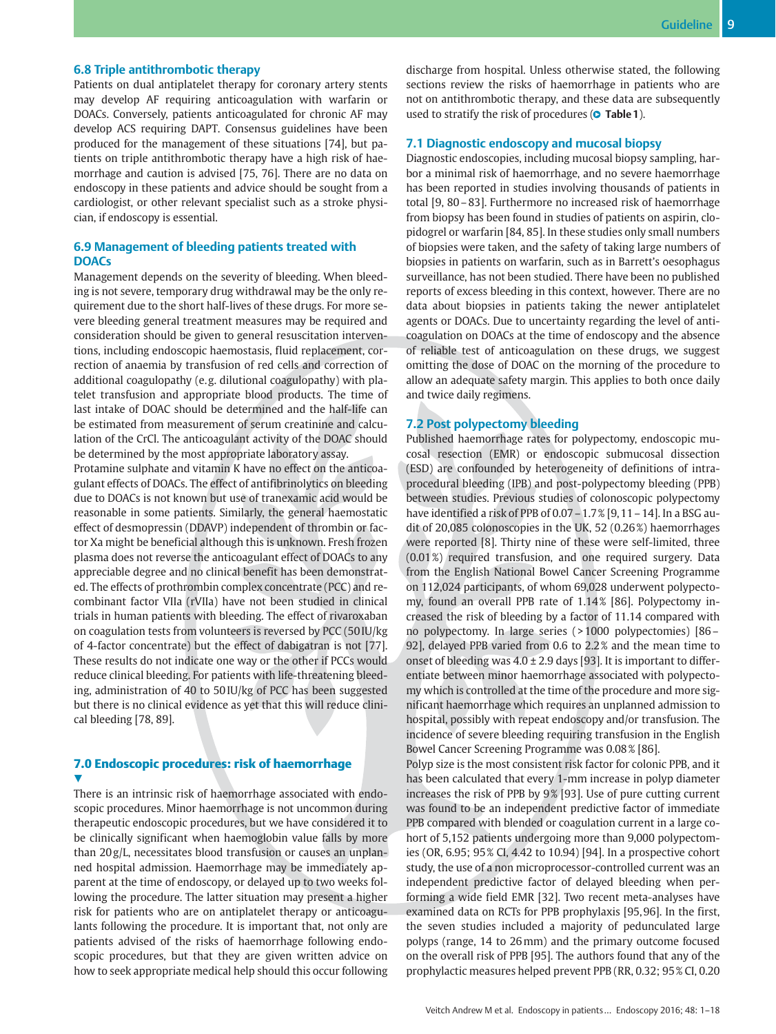### 6.8 Triple antithrombotic therapy

Patients on dual antiplatelet therapy for coronary artery stents may develop AF requiring anticoagulation with warfarin or DOACs. Conversely, patients anticoagulated for chronic AF may develop ACS requiring DAPT. Consensus guidelines have been produced for the management of these situations [74], but patients on triple antithrombotic therapy have a high risk of haemorrhage and caution is advised [75, 76]. There are no data on endoscopy in these patients and advice should be sought from a cardiologist, or other relevant specialist such as a stroke physician, if endoscopy is essential.

### 6.9 Management of bleeding patients treated with DOACs

Management depends on the severity of bleeding. When bleeding is not severe, temporary drug withdrawal may be the only requirement due to the short half-lives of these drugs. For more severe bleeding general treatment measures may be required and consideration should be given to general resuscitation interventions, including endoscopic haemostasis, fluid replacement, correction of anaemia by transfusion of red cells and correction of additional coagulopathy (e.g. dilutional coagulopathy) with platelet transfusion and appropriate blood products. The time of last intake of DOAC should be determined and the half-life can be estimated from measurement of serum creatinine and calculation of the CrCl. The anticoagulant activity of the DOAC should be determined by the most appropriate laboratory assay.

Protamine sulphate and vitamin K have no effect on the anticoagulant effects of DOACs. The effect of antifibrinolytics on bleeding due to DOACs is not known but use of tranexamic acid would be reasonable in some patients. Similarly, the general haemostatic effect of desmopressin (DDAVP) independent of thrombin or factor Xa might be beneficial although this is unknown. Fresh frozen plasma does not reverse the anticoagulant effect of DOACs to any appreciable degree and no clinical benefit has been demonstrated. The effects of prothrombin complex concentrate (PCC) and recombinant factor VIIa (rVIIa) have not been studied in clinical trials in human patients with bleeding. The effect of rivaroxaban on coagulation tests from volunteers is reversed by PCC (50 IU/kg of 4-factor concentrate) but the effect of dabigatran is not [77]. These results do not indicate one way or the other if PCCs would reduce clinical bleeding. For patients with life-threatening bleeding, administration of 40 to 50 IU/kg of PCC has been suggested but there is no clinical evidence as yet that this will reduce clinical bleeding [78, 89].

## 7.0 Endoscopic procedures: risk of haemorrhage

There is an intrinsic risk of haemorrhage associated with endoscopic procedures. Minor haemorrhage is not uncommon during therapeutic endoscopic procedures, but we have considered it to be clinically significant when haemoglobin value falls by more than 20 g/L, necessitates blood transfusion or causes an unplanned hospital admission. Haemorrhage may be immediately apparent at the time of endoscopy, or delayed up to two weeks following the procedure. The latter situation may present a higher risk for patients who are on antiplatelet therapy or anticoagulants following the procedure. It is important that, not only are patients advised of the risks of haemorrhage following endoscopic procedures, but that they are given written advice on how to seek appropriate medical help should this occur following discharge from hospital. Unless otherwise stated, the following sections review the risks of haemorrhage in patients who are not on antithrombotic therapy, and these data are subsequently used to stratify the risk of procedures (Table 1).

### 7.1 Diagnostic endoscopy and mucosal biopsy

Diagnostic endoscopies, including mucosal biopsy sampling, harbor a minimal risk of haemorrhage, and no severe haemorrhage has been reported in studies involving thousands of patients in total [9, 80 – 83]. Furthermore no increased risk of haemorrhage from biopsy has been found in studies of patients on aspirin, clopidogrel or warfarin [84, 85]. In these studies only small numbers of biopsies were taken, and the safety of taking large numbers of biopsies in patients on warfarin, such as in Barrett's oesophagus surveillance, has not been studied. There have been no published reports of excess bleeding in this context, however. There are no data about biopsies in patients taking the newer antiplatelet agents or DOACs. Due to uncertainty regarding the level of anticoagulation on DOACs at the time of endoscopy and the absence of reliable test of anticoagulation on these drugs, we suggest omitting the dose of DOAC on the morning of the procedure to allow an adequate safety margin. This applies to both once daily and twice daily regimens.

### 7.2 Post polypectomy bleeding

Published haemorrhage rates for polypectomy, endoscopic mucosal resection (EMR) or endoscopic submucosal dissection (ESD) are confounded by heterogeneity of definitions of intraprocedural bleeding (IPB) and post-polypectomy bleeding (PPB) between studies. Previous studies of colonoscopic polypectomy have identified a risk of PPB of 0.07 – 1.7 % [9, 11 – 14]. In a BSG audit of 20,085 colonoscopies in the UK, 52 (0.26 %) haemorrhages were reported [8]. Thirty nine of these were self-limited, three (0.01 %) required transfusion, and one required surgery. Data from the English National Bowel Cancer Screening Programme on 112,024 participants, of whom 69,028 underwent polypectomy, found an overall PPB rate of 1.14 % [86]. Polypectomy increased the risk of bleeding by a factor of 11.14 compared with no polypectomy. In large series (> 1000 polypectomies) [86 – 92], delayed PPB varied from 0.6 to 2.2 % and the mean time to onset of bleeding was 4.0 ± 2.9 days [93]. It is important to differentiate between minor haemorrhage associated with polypectomy which is controlled at the time of the procedure and more significant haemorrhage which requires an unplanned admission to hospital, possibly with repeat endoscopy and/or transfusion. The incidence of severe bleeding requiring transfusion in the English Bowel Cancer Screening Programme was 0.08 % [86].

Polyp size is the most consistent risk factor for colonic PPB, and it has been calculated that every 1-mm increase in polyp diameter increases the risk of PPB by 9 % [93]. Use of pure cutting current was found to be an independent predictive factor of immediate PPB compared with blended or coagulation current in a large cohort of 5,152 patients undergoing more than 9,000 polypectomies (OR, 6.95; 95 % CI, 4.42 to 10.94) [94]. In a prospective cohort study, the use of a non microprocessor-controlled current was an independent predictive factor of delayed bleeding when performing a wide field EMR [32]. Two recent meta-analyses have examined data on RCTs for PPB prophylaxis [95, 96]. In the first, the seven studies included a majority of pedunculated large polyps (range, 14 to 26 mm) and the primary outcome focused on the overall risk of PPB [95]. The authors found that any of the prophylactic measures helped prevent PPB (RR, 0.32; 95 % CI, 0.20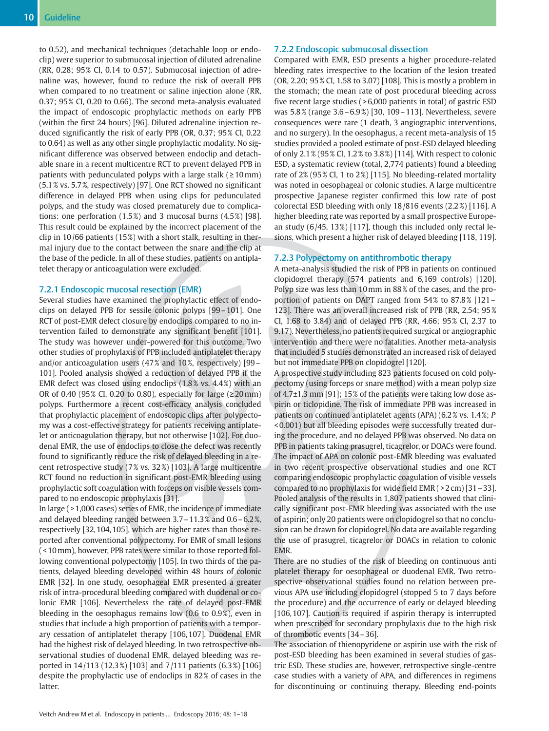to 0.52), and mechanical techniques (detachable loop or endoclip) were superior to submucosal injection of diluted adrenaline (RR, 0.28; 95% CI, 0.14 to 0.57). Submucosal injection of adrenaline was, however, found to reduce the risk of overall PPB when compared to no treatment or saline injection alone (RR, 0.37; 95% CI, 0.20 to 0.66). The second meta-analysis evaluated the impact of endoscopic prophylactic methods on early PPB (within the first 24 hours) [96]. Diluted adrenaline injection reduced significantly the risk of early PPB (OR, 0.37; 95% CI, 0.22 to 0.64) as well as any other single prophylactic modality. No significant difference was observed between endoclip and detachable snare in a recent multicentre RCT to prevent delayed PPB in patients with pedunculated polyps with a large stalk (≥10mm) (5.1% vs. 5.7%, respectively) [97]. One RCT showed no significant difference in delayed PPB when using clips for pedunculated polyps, and the study was closed prematurely due to complications: one perforation (1.5%) and 3 mucosal burns (4.5%) [98]. This result could be explained by the incorrect placement of the clip in 10/66 patients (15%) with a short stalk, resulting in thermal injury due to the contact between the snare and the clip at the base of the pedicle. In all of these studies, patients on antiplatelet therapy or anticoagulation were excluded.

### 7.2.1 Endoscopic mucosal resection (EMR)

Several studies have examined the prophylactic effect of endoclips on delayed PPB for sessile colonic polyps [99–101]. One RCT of post-EMR defect closure by endoclips compared to no intervention failed to demonstrate any significant benefit [101]. The study was however under-powered for this outcome. Two other studies of prophylaxis of PPB included antiplatelet therapy and/or anticoagulation users (47% and 10%, respectively) [99–101]. Pooled analysis showed a reduction of delayed PPB if the EMR defect was closed using endoclips (1.8% vs. 4.4%) with an OR of 0.40 (95% CI, 0.20 to 0.80), especially for large (≥20mm) polyps. Furthermore a recent cost-efficacy analysis concluded that prophylactic placement of endoscopic clips after polypectomy was a cost-effective strategy for patients receiving antiplatelet or anticoagulation therapy, but not otherwise [102]. For duodenal EMR, the use of endoclips to close the defect was recently found to significantly reduce the risk of delayed bleeding in a recent retrospective study (7% vs. 32%) [103]. A large multicentre RCT found no reduction in significant post-EMR bleeding using prophylactic soft coagulation with forceps on visible vessels compared to no endoscopic prophylaxis [31].

In large (>1,000 cases) series of EMR, the incidence of immediate and delayed bleeding ranged between 3.7–11.3% and 0.6–6.2%, respectively [32,104,105], which are higher rates than those reported after conventional polypectomy. For EMR of small lesions (<10mm), however, PPB rates were similar to those reported following conventional polypectomy [105]. In two thirds of the patients, delayed bleeding developed within 48 hours of colonic EMR [32]. In one study, oesophageal EMR presented a greater risk of intra-procedural bleeding compared with duodenal or colonic EMR [106]. Nevertheless the rate of delayed post-EMR bleeding in the oesophagus remains low (0.6 to 0.9%), even in studies that include a high proportion of patients with a temporary cessation of antiplatelet therapy [106,107]. Duodenal EMR had the highest risk of delayed bleeding. In two retrospective observational studies of duodenal EMR, delayed bleeding was reported in 14/113 (12.3%) [103] and 7/111 patients (6.3%) [106] despite the prophylactic use of endoclips in 82% of cases in the latter.

### 7.2.2 Endoscopic submucosal dissection

Compared with EMR, ESD presents a higher procedure-related bleeding rates irrespective to the location of the lesion treated (OR, 2.20; 95% CI, 1.58 to 3.07) [108]. This is mostly a problem in the stomach; the mean rate of post procedural bleeding across five recent large studies (>6,000 patients in total) of gastric ESD was 5.8% (range 3.6–6.9%) [30, 109–113]. Nevertheless, severe consequences were rare (1 death, 3 angiographic interventions, and no surgery). In the oesophagus, a recent meta-analysis of 15 studies provided a pooled estimate of post-ESD delayed bleeding of only 2.1% (95% CI, 1.2% to 3.8%) [114]. With respect to colonic ESD, a systematic review (total, 2,774 patients) found a bleeding rate of 2% (95% CI, 1 to 2%) [115]. No bleeding-related mortality was noted in oesophageal or colonic studies. A large multicentre prospective Japanese register confirmed this low rate of post colorectal ESD bleeding with only 18/816 events (2.2%) [116]. A higher bleeding rate was reported by a small prospective European study (6/45, 13%) [117], though this included only rectal lesions, which present a higher risk of delayed bleeding [118, 119].

### 7.2.3 Polypectomy on antithrombotic therapy

A meta-analysis studied the risk of PPB in patients on continued clopidogrel therapy (574 patients and 6,169 controls) [120]. Polyp size was less than 10mm in 88% of the cases, and the proportion of patients on DAPT ranged from 54% to 87.8% [121–123]. There was an overall increased risk of PPB (RR, 2.54; 95% CI, 1.68 to 3.84) and of delayed PPB (RR, 4.66; 95% CI, 2.37 to 9.17). Nevertheless, no patients required surgical or angiographic intervention and there were no fatalities. Another meta-analysis that included 5 studies demonstrated an increased risk of delayed but not immediate PPB on clopidogrel [120].

A prospective study including 823 patients focused on cold polypectomy (using forceps or snare method) with a mean polyp size of 4.7±1.3 mm [91]; 15% of the patients were taking low dose aspirin or ticlopidine. The risk of immediate PPB was increased in patients on continued antiplatelet agents (APA) (6.2% vs. 1.4%; *P* <0.001) but all bleeding episodes were successfully treated during the procedure, and no delayed PPB was observed. No data on PPB in patients taking prasugrel, ticagrelor, or DOACs were found. The impact of APA on colonic post-EMR bleeding was evaluated in two recent prospective observational studies and one RCT comparing endoscopic prophylactic coagulation of visible vessels compared to no prophylaxis for wide field EMR (>2cm) [31–33]. Pooled analysis of the results in 1,807 patients showed that clinically significant post-EMR bleeding was associated with the use of aspirin; only 20 patients were on clopidogrel so that no conclusion can be drawn for clopidogrel. No data are available regarding the use of prasugrel, ticagrelor or DOACs in relation to colonic EMR.

There are no studies of the risk of bleeding on continuous anti platelet therapy for oesophageal or duodenal EMR. Two retrospective observational studies found no relation between previous APA use including clopidogrel (stopped 5 to 7 days before the procedure) and the occurrence of early or delayed bleeding [106,107]. Caution is required if aspirin therapy is interrupted when prescribed for secondary prophylaxis due to the high risk of thrombotic events [34–36].

The association of thienopyridene or aspirin use with the risk of post-ESD bleeding has been examined in several studies of gastric ESD. These studies are, however, retrospective single-centre case studies with a variety of APA, and differences in regimens for discontinuing or continuing therapy. Bleeding end-points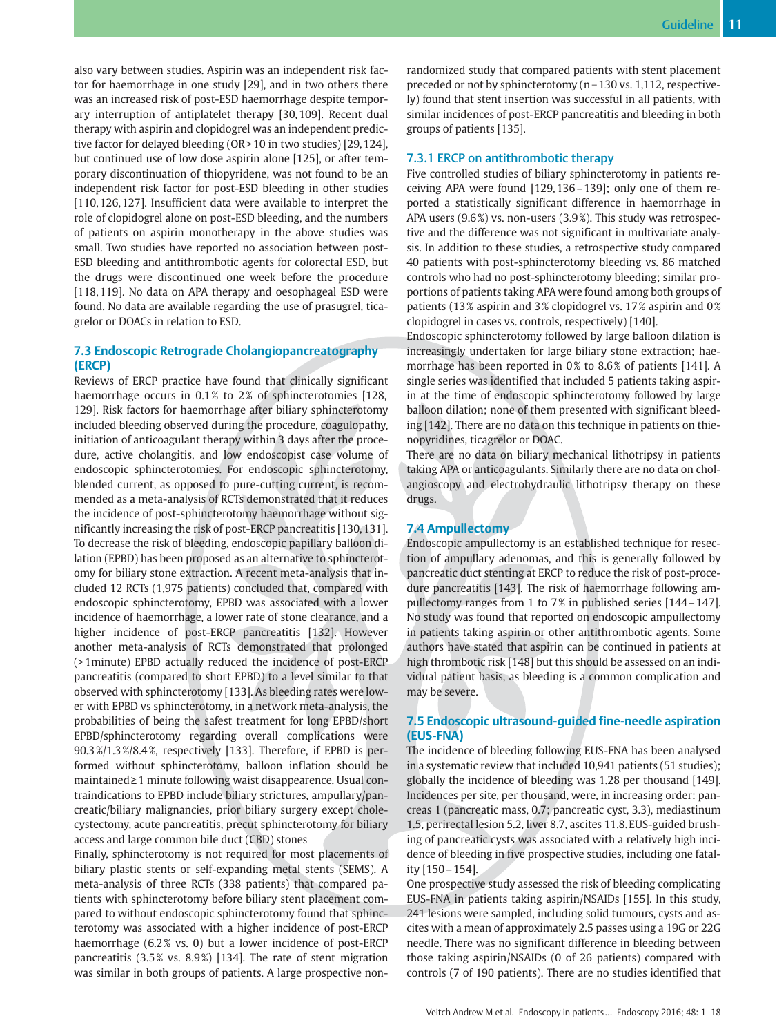also vary between studies. Aspirin was an independent risk factor for haemorrhage in one study [29], and in two others there was an increased risk of post-ESD haemorrhage despite temporary interruption of antiplatelet therapy [30, 109]. Recent dual therapy with aspirin and clopidogrel was an independent predictive factor for delayed bleeding (OR > 10 in two studies) [29, 124], but continued use of low dose aspirin alone [125], or after temporary discontinuation of thiopyridene, was not found to be an independent risk factor for post-ESD bleeding in other studies [110, 126, 127]. Insufficient data were available to interpret the role of clopidogrel alone on post-ESD bleeding, and the numbers of patients on aspirin monotherapy in the above studies was small. Two studies have reported no association between post-ESD bleeding and antithrombotic agents for colorectal ESD, but the drugs were discontinued one week before the procedure [118, 119]. No data on APA therapy and oesophageal ESD were found. No data are available regarding the use of prasugrel, ticagrelor or DOACs in relation to ESD.

### 7.3 Endoscopic Retrograde Cholangiopancreatography (ERCP)

Reviews of ERCP practice have found that clinically significant haemorrhage occurs in 0.1% to 2% of sphincterotomies [128, 129]. Risk factors for haemorrhage after biliary sphincterotomy included bleeding observed during the procedure, coagulopathy, initiation of anticoagulant therapy within 3 days after the procedure, active cholangitis, and low endoscopist case volume of endoscopic sphincterotomies. For endoscopic sphincterotomy, blended current, as opposed to pure-cutting current, is recommended as a meta-analysis of RCTs demonstrated that it reduces the incidence of post-sphincterotomy haemorrhage without significantly increasing the risk of post-ERCP pancreatitis [130, 131]. To decrease the risk of bleeding, endoscopic papillary balloon dilation (EPBD) has been proposed as an alternative to sphincterotomy for biliary stone extraction. A recent meta-analysis that included 12 RCTs (1,975 patients) concluded that, compared with endoscopic sphincterotomy, EPBD was associated with a lower incidence of haemorrhage, a lower rate of stone clearance, and a higher incidence of post-ERCP pancreatitis [132]. However another meta-analysis of RCTs demonstrated that prolonged (> 1minute) EPBD actually reduced the incidence of post-ERCP pancreatitis (compared to short EPBD) to a level similar to that observed with sphincterotomy [133]. As bleeding rates were lower with EPBD vs sphincterotomy, in a network meta-analysis, the probabilities of being the safest treatment for long EPBD/short EPBD/sphincterotomy regarding overall complications were 90.3%/1.3%/8.4%, respectively [133]. Therefore, if EPBD is performed without sphincterotomy, balloon inflation should be maintained ≥ 1 minute following waist disappearance. Usual contraindications to EPBD include biliary strictures, ampullary/pancreatic/biliary malignancies, prior biliary surgery except cholecystectomy, acute pancreatitis, precut sphincterotomy for biliary access and large common bile duct (CBD) stones

Finally, sphincterotomy is not required for most placements of biliary plastic stents or self-expanding metal stents (SEMS). A meta-analysis of three RCTs (338 patients) that compared patients with sphincterotomy before biliary stent placement compared to without endoscopic sphincterotomy found that sphincterotomy was associated with a higher incidence of post-ERCP haemorrhage (6.2% vs. 0) but a lower incidence of post-ERCP pancreatitis (3.5% vs. 8.9%) [134]. The rate of stent migration was similar in both groups of patients. A large prospective non-randomized study that compared patients with stent placement preceded or not by sphincterotomy (n = 130 vs. 1,112, respectively) found that stent insertion was successful in all patients, with similar incidences of post-ERCP pancreatitis and bleeding in both groups of patients [135].

#### 7.3.1 ERCP on antithrombotic therapy

Five controlled studies of biliary sphincterotomy in patients receiving APA were found [129, 136 – 139]; only one of them reported a statistically significant difference in haemorrhage in APA users (9.6%) vs. non-users (3.9%). This study was retrospective and the difference was not significant in multivariate analysis. In addition to these studies, a retrospective study compared 40 patients with post-sphincterotomy bleeding vs. 86 matched controls who had no post-sphincterotomy bleeding; similar proportions of patients taking APA were found among both groups of patients (13% aspirin and 3% clopidogrel vs. 17% aspirin and 0% clopidogrel in cases vs. controls, respectively) [140].

Endoscopic sphincterotomy followed by large balloon dilation is increasingly undertaken for large biliary stone extraction; haemorrhage has been reported in 0% to 8.6% of patients [141]. A single series was identified that included 5 patients taking aspirin at the time of endoscopic sphincterotomy followed by large balloon dilation; none of them presented with significant bleeding [142]. There are no data on this technique in patients on thienopyridines, ticagrelor or DOAC.

There are no data on biliary mechanical lithotripsy in patients taking APA or anticoagulants. Similarly there are no data on cholangioscopy and electrohydraulic lithotripsy therapy on these drugs.

### 7.4 Ampullectomy

Endoscopic ampullectomy is an established technique for resection of ampullary adenomas, and this is generally followed by pancreatic duct stenting at ERCP to reduce the risk of post-procedure pancreatitis [143]. The risk of haemorrhage following ampullectomy ranges from 1 to 7% in published series [144 – 147]. No study was found that reported on endoscopic ampullectomy in patients taking aspirin or other antithrombotic agents. Some authors have stated that aspirin can be continued in patients at high thrombotic risk [148] but this should be assessed on an individual patient basis, as bleeding is a common complication and may be severe.

### 7.5 Endoscopic ultrasound-guided fine-needle aspiration (EUS-FNA)

The incidence of bleeding following EUS-FNA has been analysed in a systematic review that included 10,941 patients (51 studies); globally the incidence of bleeding was 1.28 per thousand [149]. Incidences per site, per thousand, were, in increasing order: pancreas 1 (pancreatic mass, 0.7; pancreatic cyst, 3.3), mediastinum 1.5, perirectal lesion 5.2, liver 8.7, ascites 11.8. EUS-guided brushing of pancreatic cysts was associated with a relatively high incidence of bleeding in five prospective studies, including one fatality [150 – 154].

One prospective study assessed the risk of bleeding complicating EUS-FNA in patients taking aspirin/NSAIDs [155]. In this study, 241 lesions were sampled, including solid tumours, cysts and ascites with a mean of approximately 2.5 passes using a 19G or 22G needle. There was no significant difference in bleeding between those taking aspirin/NSAIDs (0 of 26 patients) compared with controls (7 of 190 patients). There are no studies identified that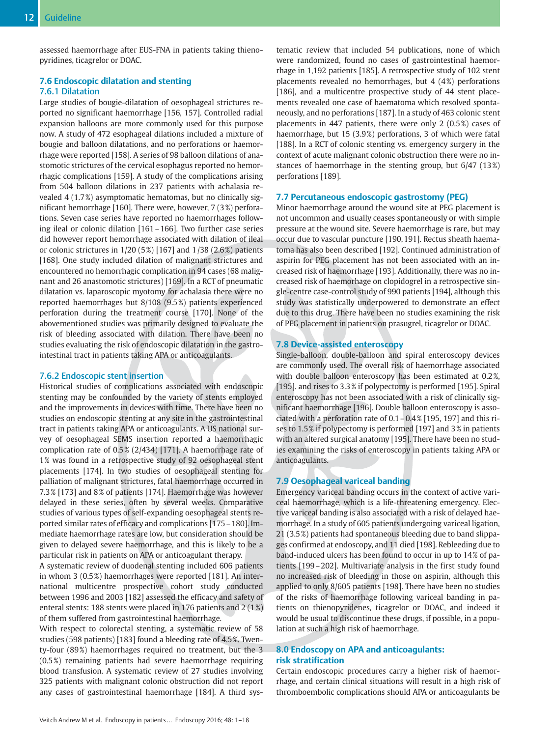assessed haemorrhage after EUS-FNA in patients taking thienopyridines, ticagrelor or DOAC.

## 7.6 Endoscopic dilatation and stenting

### 7.6.1 Dilatation

Large studies of bougie-dilatation of oesophageal strictures reported no significant haemorrhage [156, 157]. Controlled radial expansion balloons are more commonly used for this purpose now. A study of 472 esophageal dilations included a mixture of bougie and balloon dilatations, and no perforations or haemorrhage were reported [158]. A series of 98 balloon dilations of anastomotic strictures of the cervical esophagus reported no hemorrhagic complications [159]. A study of the complications arising from 504 balloon dilations in 237 patients with achalasia revealed 4 (1.7 %) asymptomatic hematomas, but no clinically significant hemorrhage [160]. There were, however, 7 (3 %) perforations. Seven case series have reported no haemorrhages following ileal or colonic dilation [161 – 166]. Two further case series did however report hemorrhage associated with dilation of ileal or colonic strictures in 1/20 (5 %) [167] and 1/38 (2.6 %) patients [168]. One study included dilation of malignant strictures and encountered no hemorrhagic complication in 94 cases (68 malignant and 26 anastomotic strictures) [169]. In a RCT of pneumatic dilatation vs. laparoscopic myotomy for achalasia there were no reported haemorrhages but 8/108 (9.5 %) patients experienced perforation during the treatment course [170]. None of the abovementioned studies was primarily designed to evaluate the risk of bleeding associated with dilation. There have been no studies evaluating the risk of endoscopic dilatation in the gastrointestinal tract in patients taking APA or anticoagulants.

### 7.6.2 Endoscopic stent insertion

Historical studies of complications associated with endoscopic stenting may be confounded by the variety of stents employed and the improvements in devices with time. There have been no studies on endoscopic stenting at any site in the gastrointestinal tract in patients taking APA or anticoagulants. A US national survey of oesophageal SEMS insertion reported a haemorrhagic complication rate of 0.5 % (2/434) [171]. A haemorrhage rate of 1 % was found in a retrospective study of 92 oesophageal stent placements [174]. In two studies of oesophageal stenting for palliation of malignant strictures, fatal haemorrhage occurred in 7.3 % [173] and 8 % of patients [174]. Haemorrhage was however delayed in these series, often by several weeks. Comparative studies of various types of self-expanding oesophageal stents reported similar rates of efficacy and complications [175 – 180]. Immediate haemorrhage rates are low, but consideration should be given to delayed severe haemorrhage, and this is likely to be a particular risk in patients on APA or anticoagulant therapy.

A systematic review of duodenal stenting included 606 patients in whom 3 (0.5 %) haemorrhages were reported [181]. An international multicentre prospective cohort study conducted between 1996 and 2003 [182] assessed the efficacy and safety of enteral stents: 188 stents were placed in 176 patients and 2 (1 %) of them suffered from gastrointestinal haemorrhage.

With respect to colorectal stenting, a systematic review of 58 studies (598 patients) [183] found a bleeding rate of 4.5 %. Twenty-four (89 %) haemorrhages required no treatment, but the 3 (0.5 %) remaining patients had severe haemorrhage requiring blood transfusion. A systematic review of 27 studies involving 325 patients with malignant colonic obstruction did not report any cases of gastrointestinal haemorrhage [184]. A third systematic review that included 54 publications, none of which were randomized, found no cases of gastrointestinal haemorrhage in 1,192 patients [185]. A retrospective study of 102 stent placements revealed no hemorrhages, but 4 (4 %) perforations [186], and a multicentre prospective study of 44 stent placements revealed one case of haematoma which resolved spontaneously, and no perforations [187]. In a study of 463 colonic stent placements in 447 patients, there were only 2 (0.5 %) cases of haemorrhage, but 15 (3.9 %) perforations, 3 of which were fatal [188]. In a RCT of colonic stenting vs. emergency surgery in the context of acute malignant colonic obstruction there were no instances of haemorrhage in the stenting group, but 6/47 (13 %) perforations [189].

## 7.7 Percutaneous endoscopic gastrostomy (PEG)

Minor haemorrhage around the wound site at PEG placement is not uncommon and usually ceases spontaneously or with simple pressure at the wound site. Severe haemorrhage is rare, but may occur due to vascular puncture [190, 191]. Rectus sheath haematoma has also been described [192]. Continued administration of aspirin for PEG placement has not been associated with an increased risk of haemorrhage [193]. Additionally, there was no increased risk of haemorrhage on clopidogrel in a retrospective single-centre case-control study of 990 patients [194], although this study was statistically underpowered to demonstrate an effect due to this drug. There have been no studies examining the risk of PEG placement in patients on prasugrel, ticagrelor or DOAC.

## 7.8 Device-assisted enteroscopy

Single-balloon, double-balloon and spiral enteroscopy devices are commonly used. The overall risk of haemorrhage associated with double balloon enteroscopy has been estimated at 0.2 %, [195]. and rises to 3.3 % if polypectomy is performed [195]. Spiral enteroscopy has not been associated with a risk of clinically significant haemorrhage [196]. Double balloon enteroscopy is associated with a perforation rate of 0.1 – 0.4 % [195, 197] and this rises to 1.5 % if polypectomy is performed [197] and 3 % in patients with an altered surgical anatomy [195]. There have been no studies examining the risks of enteroscopy in patients taking APA or anticoagulants.

## 7.9 Oesophageal variceal banding

Emergency variceal banding occurs in the context of active variceal haemorrhage, which is a life-threatening emergency. Elective variceal banding is also associated with a risk of delayed haemorrhage. In a study of 605 patients undergoing variceal ligation, 21 (3.5 %) patients had spontaneous bleeding due to band slippages confirmed at endoscopy, and 11 died [198]. Rebleeding due to band-induced ulcers has been found to occur in up to 14 % of patients [199 – 202]. Multivariate analysis in the first study found no increased risk of bleeding in those on aspirin, although this applied to only 8/605 patients [198]. There have been no studies of the risks of haemorrhage following variceal banding in patients on thienopyridenes, ticagrelor or DOAC, and indeed it would be usual to discontinue these drugs, if possible, in a population at such a high risk of haemorrhage.

## 8.0 Endoscopy on APA and anticoagulants: risk stratification

Certain endoscopic procedures carry a higher risk of haemorrhage, and certain clinical situations will result in a high risk of thromboembolic complications should APA or anticoagulants be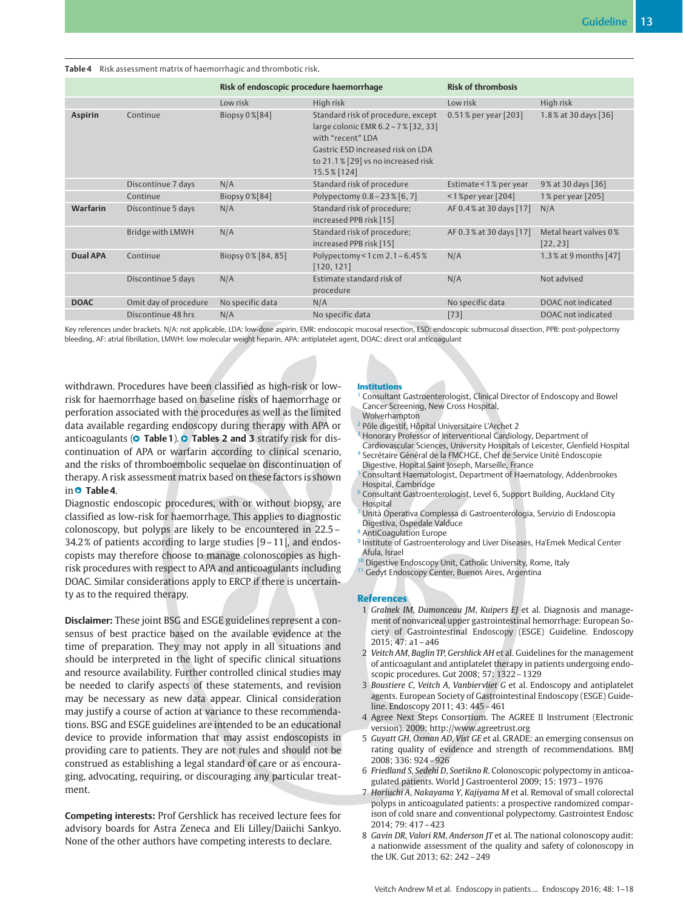**Table 4** Risk assessment matrix of haemorrhagic and thrombotic risk.

| | | Risk of endoscopic procedure haemorrhage | | Risk of thrombosis | |
|---|---|---|---|---|---|
| | | Low risk | High risk | Low risk | High risk |
| **Aspirin** | Continue | Biopsy 0 % [84] | Standard risk of procedure, except large colonic EMR 6.2 – 7 % [32, 33] with "recent" LDA<br>Gastric ESD increased risk on LDA to 21.1 % [29] vs no increased risk 15.5 % [124] | 0.51 % per year [203] | 1.8 % at 30 days [36] |
| | Discontinue 7 days | N/A | Standard risk of procedure | Estimate < 1 % per year | 9 % at 30 days [36] |
| | Continue | Biopsy 0 % [84] | Polypectomy 0.8 – 23 % [6, 7] | < 1 %per year [204] | 1 % per year [205] |
| **Warfarin** | Discontinue 5 days | N/A | Standard risk of procedure; increased PPB risk [15] | AF 0.4 % at 30 days [17] | N/A |
| | Bridge with LMWH | N/A | Standard risk of procedure; increased PPB risk [15] | AF 0.3 % at 30 days [17] | Metal heart valves 0 % [22, 23] |
| **Dual APA** | Continue | Biopsy 0 % [84, 85] | Polypectomy < 1 cm 2.1 – 6.45 % [120, 121] | N/A | 1.3 % at 9 months [47] |
| | Discontinue 5 days | N/A | Estimate standard risk of procedure | N/A | Not advised |
| **DOAC** | Omit day of procedure | No specific data | N/A | No specific data | DOAC not indicated |
| | Discontinue 48 hrs | N/A | No specific data | [73] | DOAC not indicated |

Key references under brackets. N/A: not applicable, LDA: low-dose aspirin, EMR: endoscopic mucosal resection, ESD: endoscopic submucosal dissection, PPB: post-polypectomy bleeding, AF: atrial fibrillation, LMWH: low molecular weight heparin, APA: antiplatelet agent, DOAC: direct oral anticoagulant

withdrawn. Procedures have been classified as high-risk or low-risk for haemorrhage based on baseline risks of haemorrhage or perforation associated with the procedures as well as the limited data available regarding endoscopy during therapy with APA or anticoagulants (Table 1). Tables 2 and 3 stratify risk for discontinuation of APA or warfarin according to clinical scenario, and the risks of thromboembolic sequelae on discontinuation of therapy. A risk assessment matrix based on these factors is shown in Table 4.

Diagnostic endoscopic procedures, with or without biopsy, are classified as low-risk for haemorrhage. This applies to diagnostic colonoscopy, but polyps are likely to be encountered in 22.5 – 34.2 % of patients according to large studies [9 – 11], and endoscopists may therefore choose to manage colonoscopies as high-risk procedures with respect to APA and anticoagulants including DOAC. Similar considerations apply to ERCP if there is uncertainty as to the required therapy.

**Disclaimer:** These joint BSG and ESGE guidelines represent a consensus of best practice based on the available evidence at the time of preparation. They may not apply in all situations and should be interpreted in the light of specific clinical situations and resource availability. Further controlled clinical studies may be needed to clarify aspects of these statements, and revision may be necessary as new data appear. Clinical consideration may justify a course of action at variance to these recommendations. BSG and ESGE guidelines are intended to be an educational device to provide information that may assist endoscopists in providing care to patients. They are not rules and should not be construed as establishing a legal standard of care or as encouraging, advocating, requiring, or discouraging any particular treatment.

**Competing interests:** Prof Gershlick has received lecture fees for advisory boards for Astra Zeneca and Eli Lilley/Daiichi Sankyo. None of the other authors have competing interests to declare.

## Institutions

[1] Consultant Gastroenterologist, Clinical Director of Endoscopy and Bowel Cancer Screening, New Cross Hospital, Wolverhampton
[2] Pôle digestif, Hôpital Universitaire L'Archet 2
[3] Honorary Professor of Interventional Cardiology, Department of Cardiovascular Sciences, University Hospitals of Leicester, Glenfield Hospital
[4] Secrétaire Général de la FMCHGE, Chef de Service Unité Endoscopie Digestive, Hopital Saint Joseph, Marseille, France
[5] Consultant Haematologist, Department of Haematology, Addenbrookes Hospital, Cambridge
[6] Consultant Gastroenterologist, Level 6, Support Building, Auckland City Hospital
[7] Unità Operativa Complessa di Gastroenterologia, Servizio di Endoscopia Digestiva, Ospedale Valduce
[8] AntiCoagulation Europe
[9] Institute of Gastroenterology and Liver Diseases, Ha'Emek Medical Center Afula, Israel
[10] Digestive Endoscopy Unit, Catholic University, Rome, Italy
[11] Gedyt Endoscopy Center, Buenos Aires, Argentina

## References

1 *Gralnek IM, Dumonceau JM, Kuipers EJ* et al. Diagnosis and management of nonvariceal upper gastrointestinal hemorrhage: European Society of Gastrointestinal Endoscopy (ESGE) Guideline. Endoscopy 2015; 47: a1 – a46
2 *Veitch AM, Baglin TP, Gershlick AH* et al. Guidelines for the management of anticoagulant and antiplatelet therapy in patients undergoing endoscopic procedures. Gut 2008; 57: 1322 – 1329
3 *Boustiere C, Veitch A, Vanbiervliet G* et al. Endoscopy and antiplatelet agents. European Society of Gastrointestinal Endoscopy (ESGE) Guideline. Endoscopy 2011; 43: 445 – 461
4 Agree Next Steps Consortium. The AGREE II Instrument (Electronic version). 2009: http://www.agreetrust.org
5 *Guyatt GH, Oxman AD, Vist GE* et al. GRADE: an emerging consensus on rating quality of evidence and strength of recommendations. BMJ 2008; 336: 924 – 926
6 *Friedland S, Sedehi D, Soetikno R.* Colonoscopic polypectomy in anticoagulated patients. World J Gastroenterol 2009; 15: 1973 – 1976
7 *Horiuchi A, Nakayama Y, Kajiyama M* et al. Removal of small colorectal polyps in anticoagulated patients: a prospective randomized comparison of cold snare and conventional polypectomy. Gastrointest Endosc 2014; 79: 417 – 423
8 *Gavin DR, Valori RM, Anderson JT* et al. The national colonoscopy audit: a nationwide assessment of the quality and safety of colonoscopy in the UK. Gut 2013; 62: 242 – 249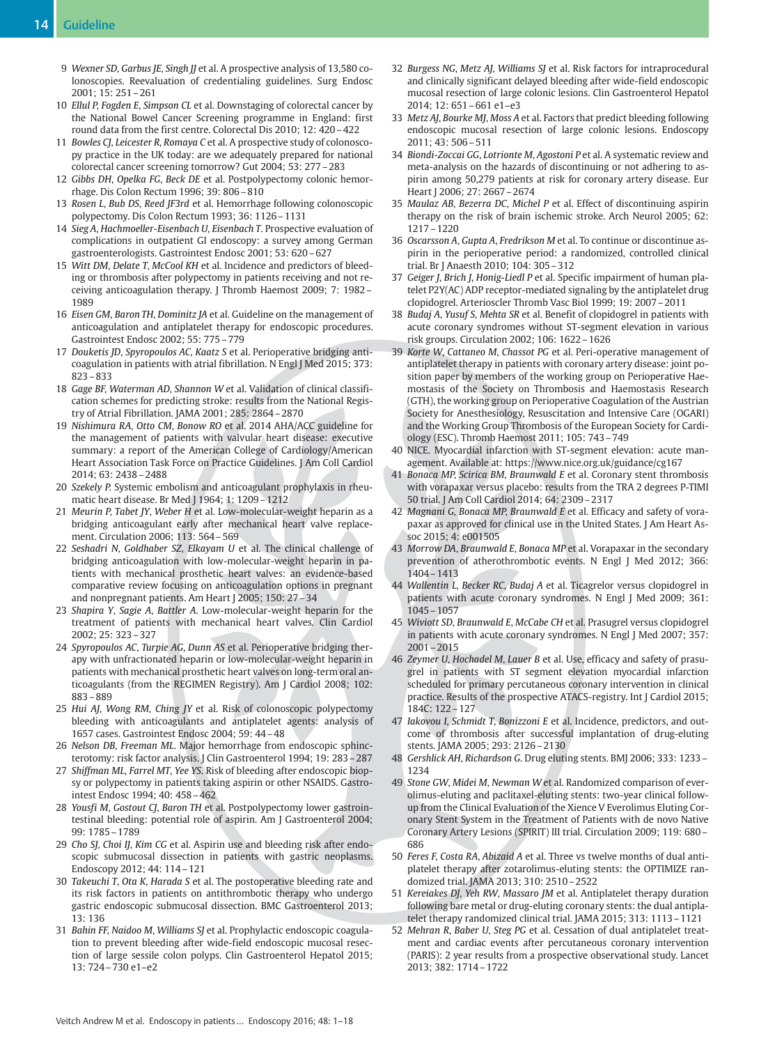9 *Wexner SD, Garbus JE, Singh JJ* et al. A prospective analysis of 13,580 colonoscopies. Reevaluation of credentialing guidelines. Surg Endosc 2001; 15: 251 – 261

10 *Ellul P, Fogden E, Simpson CL* et al. Downstaging of colorectal cancer by the National Bowel Cancer Screening programme in England: first round data from the first centre. Colorectal Dis 2010; 12: 420 – 422

11 *Bowles CJ, Leicester R, Romaya C* et al. A prospective study of colonoscopy practice in the UK today: are we adequately prepared for national colorectal cancer screening tomorrow? Gut 2004; 53: 277 – 283

12 *Gibbs DH, Opelka FG, Beck DE* et al. Postpolypectomy colonic hemorrhage. Dis Colon Rectum 1996; 39: 806 – 810

13 *Rosen L, Bub DS, Reed JF3rd* et al. Hemorrhage following colonoscopic polypectomy. Dis Colon Rectum 1993; 36: 1126 – 1131

14 *Sieg A, Hachmoeller-Eisenbach U, Eisenbach T*. Prospective evaluation of complications in outpatient GI endoscopy: a survey among German gastroenterologists. Gastrointest Endosc 2001; 53: 620 – 627

15 *Witt DM, Delate T, McCool KH* et al. Incidence and predictors of bleeding or thrombosis after polypectomy in patients receiving and not receiving anticoagulation therapy. J Thromb Haemost 2009; 7: 1982 – 1989

16 *Eisen GM, Baron TH, Dominitz JA* et al. Guideline on the management of anticoagulation and antiplatelet therapy for endoscopic procedures. Gastrointest Endosc 2002; 55: 775 – 779

17 *Douketis JD, Spyropoulos AC, Kaatz S* et al. Perioperative bridging anticoagulation in patients with atrial fibrillation. N Engl J Med 2015; 373: 823 – 833

18 *Gage BF, Waterman AD, Shannon W* et al. Validation of clinical classification schemes for predicting stroke: results from the National Registry of Atrial Fibrillation. JAMA 2001; 285: 2864 – 2870

19 *Nishimura RA, Otto CM, Bonow RO* et al. 2014 AHA/ACC guideline for the management of patients with valvular heart disease: executive summary: a report of the American College of Cardiology/American Heart Association Task Force on Practice Guidelines. J Am Coll Cardiol 2014; 63: 2438 – 2488

20 *Szekely P.* Systemic embolism and anticoagulant prophylaxis in rheumatic heart disease. Br Med J 1964; 1: 1209 – 1212

21 *Meurin P, Tabet JY, Weber H* et al. Low-molecular-weight heparin as a bridging anticoagulant early after mechanical heart valve replacement. Circulation 2006; 113: 564 – 569

22 *Seshadri N, Goldhaber SZ, Elkayam U* et al. The clinical challenge of bridging anticoagulation with low-molecular-weight heparin in patients with mechanical prosthetic heart valves: an evidence-based comparative review focusing on anticoagulation options in pregnant and nonpregnant patients. Am Heart J 2005; 150: 27 – 34

23 *Shapira Y, Sagie A, Battler A*. Low-molecular-weight heparin for the treatment of patients with mechanical heart valves. Clin Cardiol 2002; 25: 323 – 327

24 *Spyropoulos AC, Turpie AG, Dunn AS* et al. Perioperative bridging therapy with unfractionated heparin or low-molecular-weight heparin in patients with mechanical prosthetic heart valves on long-term oral anticoagulants (from the REGIMEN Registry). Am J Cardiol 2008; 102: 883 – 889

25 *Hui AJ, Wong RM, Ching JY* et al. Risk of colonoscopic polypectomy bleeding with anticoagulants and antiplatelet agents: analysis of 1657 cases. Gastrointest Endosc 2004; 59: 44 – 48

26 *Nelson DB, Freeman ML*. Major hemorrhage from endoscopic sphincterotomy: risk factor analysis. J Clin Gastroenterol 1994; 19: 283 – 287

27 *Shiffman ML, Farrel MT, Yee YS*. Risk of bleeding after endoscopic biopsy or polypectomy in patients taking aspirin or other NSAIDS. Gastrointest Endosc 1994; 40: 458 – 462

28 *Yousfi M, Gostout CJ, Baron TH* et al. Postpolypectomy lower gastrointestinal bleeding: potential role of aspirin. Am J Gastroenterol 2004; 99: 1785 – 1789

29 *Cho SJ, Choi IJ, Kim CG* et al. Aspirin use and bleeding risk after endoscopic submucosal dissection in patients with gastric neoplasms. Endoscopy 2012; 44: 114 – 121

30 *Takeuchi T, Ota K, Harada S* et al. The postoperative bleeding rate and its risk factors in patients on antithrombotic therapy who undergo gastric endoscopic submucosal dissection. BMC Gastroenterol 2013; 13: 136

31 *Bahin FF, Naidoo M, Williams SJ* et al. Prophylactic endoscopic coagulation to prevent bleeding after wide-field endoscopic mucosal resection of large sessile colon polyps. Clin Gastroenterol Hepatol 2015; 13: 724 – 730 e1–e2

32 *Burgess NG, Metz AJ, Williams SJ* et al. Risk factors for intraprocedural and clinically significant delayed bleeding after wide-field endoscopic mucosal resection of large colonic lesions. Clin Gastroenterol Hepatol 2014; 12: 651 – 661 e1–e3

33 *Metz AJ, Bourke MJ, Moss A* et al. Factors that predict bleeding following endoscopic mucosal resection of large colonic lesions. Endoscopy 2011; 43: 506 – 511

34 *Biondi-Zoccai GG, Lotrionte M, Agostoni P* et al. A systematic review and meta-analysis on the hazards of discontinuing or not adhering to aspirin among 50,279 patients at risk for coronary artery disease. Eur Heart J 2006; 27: 2667 – 2674

35 *Maulaz AB, Bezerra DC, Michel P* et al. Effect of discontinuing aspirin therapy on the risk of brain ischemic stroke. Arch Neurol 2005; 62: 1217 – 1220

36 *Oscarsson A, Gupta A, Fredrikson M* et al. To continue or discontinue aspirin in the perioperative period: a randomized, controlled clinical trial. Br J Anaesth 2010; 104: 305 – 312

37 *Geiger J, Brich J, Honig-Liedl P* et al. Specific impairment of human platelet P2Y(AC) ADP receptor-mediated signaling by the antiplatelet drug clopidogrel. Arterioscler Thromb Vasc Biol 1999; 19: 2007 – 2011

38 *Budaj A, Yusuf S, Mehta SR* et al. Benefit of clopidogrel in patients with acute coronary syndromes without ST-segment elevation in various risk groups. Circulation 2002; 106: 1622 – 1626

39 *Korte W, Cattaneo M, Chassot PG* et al. Peri-operative management of antiplatelet therapy in patients with coronary artery disease: joint position paper by members of the working group on Perioperative Haemostasis of the Society on Thrombosis and Haemostasis Research (GTH), the working group on Perioperative Coagulation of the Austrian Society for Anesthesiology, Resuscitation and Intensive Care (OGARI) and the Working Group Thrombosis of the European Society for Cardiology (ESC). Thromb Haemost 2011; 105: 743 – 749

40 NICE. Myocardial infarction with ST-segment elevation: acute management. Available at: https://www.nice.org.uk/guidance/cg167

41 *Bonaca MP, Scirica BM, Braunwald E* et al. Coronary stent thrombosis with vorapaxar versus placebo: results from the TRA 2 degrees P-TIMI 50 trial. J Am Coll Cardiol 2014; 64: 2309 – 2317

42 *Magnani G, Bonaca MP, Braunwald E* et al. Efficacy and safety of vorapaxar as approved for clinical use in the United States. J Am Heart Assoc 2015; 4: e001505

43 *Morrow DA, Braunwald E, Bonaca MP* et al. Vorapaxar in the secondary prevention of atherothrombotic events. N Engl J Med 2012; 366: 1404 – 1413

44 *Wallentin L, Becker RC, Budaj A* et al. Ticagrelor versus clopidogrel in patients with acute coronary syndromes. N Engl J Med 2009; 361: 1045 – 1057

45 *Wiviott SD, Braunwald E, McCabe CH* et al. Prasugrel versus clopidogrel in patients with acute coronary syndromes. N Engl J Med 2007; 357: 2001 – 2015

46 *Zeymer U, Hochadel M, Lauer B* et al. Use, efficacy and safety of prasugrel in patients with ST segment elevation myocardial infarction scheduled for primary percutaneous coronary intervention in clinical practice. Results of the prospective ATACS-registry. Int J Cardiol 2015; 184C: 122 – 127

47 *Iakovou I, Schmidt T, Bonizzoni E* et al. Incidence, predictors, and outcome of thrombosis after successful implantation of drug-eluting stents. JAMA 2005; 293: 2126 – 2130

48 *Gershlick AH, Richardson G*. Drug eluting stents. BMJ 2006; 333: 1233 – 1234

49 *Stone GW, Midei M, Newman W* et al. Randomized comparison of everolimus-eluting and paclitaxel-eluting stents: two-year clinical follow-up from the Clinical Evaluation of the Xience V Everolimus Eluting Coronary Stent System in the Treatment of Patients with de novo Native Coronary Artery Lesions (SPIRIT) III trial. Circulation 2009; 119: 680 – 686

50 *Feres F, Costa RA, Abizaid A* et al. Three vs twelve months of dual antiplatelet therapy after zotarolimus-eluting stents: the OPTIMIZE randomized trial. JAMA 2013; 310: 2510 – 2522

51 *Kereiakes DJ, Yeh RW, Massaro JM* et al. Antiplatelet therapy duration following bare metal or drug-eluting coronary stents: the dual antiplatelet therapy randomized clinical trial. JAMA 2015; 313: 1113 – 1121

52 *Mehran R, Baber U, Steg PG* et al. Cessation of dual antiplatelet treatment and cardiac events after percutaneous coronary intervention (PARIS): 2 year results from a prospective observational study. Lancet 2013; 382: 1714 – 1722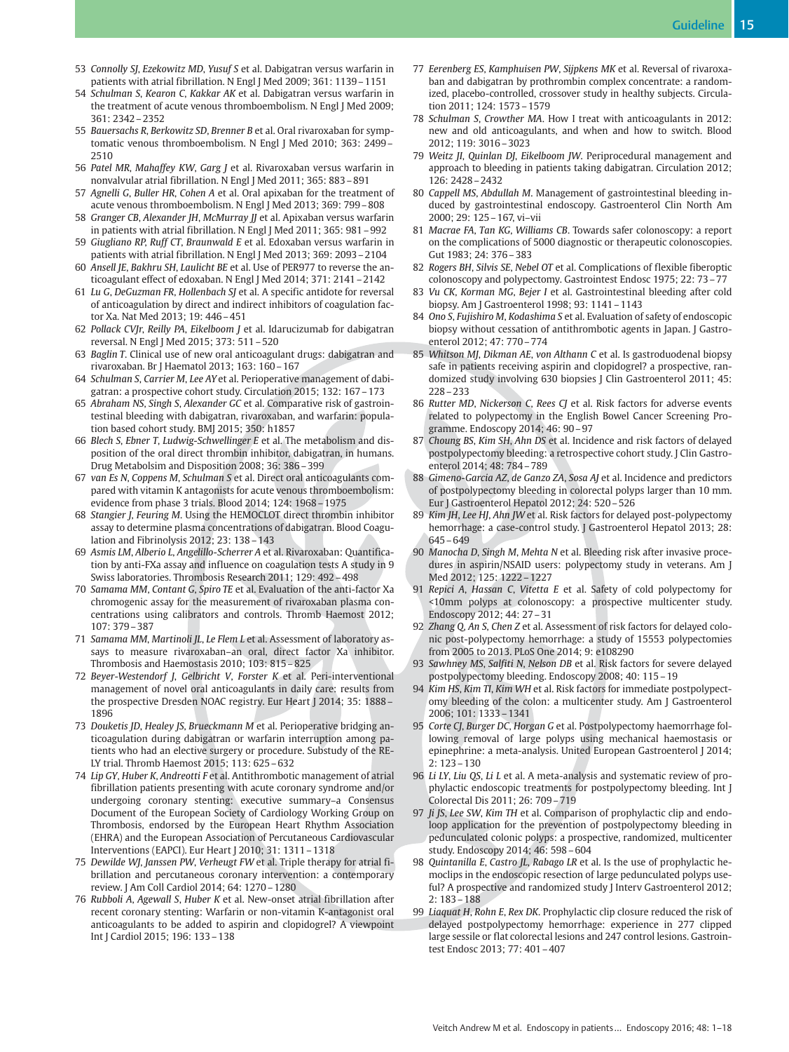53 *Connolly SJ, Ezekowitz MD, Yusuf S* et al. Dabigatran versus warfarin in patients with atrial fibrillation. N Engl J Med 2009; 361: 1139–1151

54 *Schulman S, Kearon C, Kakkar AK* et al. Dabigatran versus warfarin in the treatment of acute venous thromboembolism. N Engl J Med 2009; 361: 2342–2352

55 *Bauersachs R, Berkowitz SD, Brenner B* et al. Oral rivaroxaban for symptomatic venous thromboembolism. N Engl J Med 2010; 363: 2499–2510

56 *Patel MR, Mahaffey KW, Garg J* et al. Rivaroxaban versus warfarin in nonvalvular atrial fibrillation. N Engl J Med 2011; 365: 883–891

57 *Agnelli G, Buller HR, Cohen A* et al. Oral apixaban for the treatment of acute venous thromboembolism. N Engl J Med 2013; 369: 799–808

58 *Granger CB, Alexander JH, McMurray JJ* et al. Apixaban versus warfarin in patients with atrial fibrillation. N Engl J Med 2011; 365: 981–992

59 *Giugliano RP, Ruff CT, Braunwald E* et al. Edoxaban versus warfarin in patients with atrial fibrillation. N Engl J Med 2013; 369: 2093–2104

60 *Ansell JE, Bakhru SH, Laulicht BE* et al. Use of PER977 to reverse the anticoagulant effect of edoxaban. N Engl J Med 2014; 371: 2141–2142

61 *Lu G, DeGuzman FR, Hollenbach SJ* et al. A specific antidote for reversal of anticoagulation by direct and indirect inhibitors of coagulation factor Xa. Nat Med 2013; 19: 446–451

62 *Pollack CVJr, Reilly PA, Eikelboom J* et al. Idarucizumab for dabigatran reversal. N Engl J Med 2015; 373: 511–520

63 *Baglin T*. Clinical use of new oral anticoagulant drugs: dabigatran and rivaroxaban. Br J Haematol 2013; 163: 160–167

64 *Schulman S, Carrier M, Lee AY* et al. Perioperative management of dabigatran: a prospective cohort study. Circulation 2015; 132: 167–173

65 *Abraham NS, Singh S, Alexander GC* et al. Comparative risk of gastrointestinal bleeding with dabigatran, rivaroxaban, and warfarin: population based cohort study. BMJ 2015; 350: h1857

66 *Blech S, Ebner T, Ludwig-Schwellinger E* et al. The metabolism and disposition of the oral direct thrombin inhibitor, dabigatran, in humans. Drug Metabolsim and Disposition 2008; 36: 386–399

67 *van Es N, Coppens M, Schulman S* et al. Direct oral anticoagulants compared with vitamin K antagonists for acute venous thromboembolism: evidence from phase 3 trials. Blood 2014; 124: 1968–1975

68 *Stangier J, Feuring M*. Using the HEMOCLOT direct thrombin inhibitor assay to determine plasma concentrations of dabigatran. Blood Coagulation and Fibrinolysis 2012; 23: 138–143

69 *Asmis LM, Alberio L, Angelillo-Scherrer A* et al. Rivaroxaban: Quantification by anti-FXa assay and influence on coagulation tests A study in 9 Swiss laboratories. Thrombosis Research 2011; 129: 492–498

70 *Samama MM, Contant G, Spiro TE* et al. Evaluation of the anti-factor Xa chromogenic assay for the measurement of rivaroxaban plasma concentrations using calibrators and controls. Thromb Haemost 2012; 107: 379–387

71 *Samama MM, Martinoli JL, Le Flem L* et al. Assessment of laboratory assays to measure rivaroxaban–an oral, direct factor Xa inhibitor. Thrombosis and Haemostasis 2010; 103: 815–825

72 *Beyer-Westendorf J, Gelbricht V, Forster K* et al. Peri-interventional management of novel oral anticoagulants in daily care: results from the prospective Dresden NOAC registry. Eur Heart J 2014; 35: 1888–1896

73 *Douketis JD, Healey JS, Brueckmann M* et al. Perioperative bridging anticoagulation during dabigatran or warfarin interruption among patients who had an elective surgery or procedure. Substudy of the RE-LY trial. Thromb Haemost 2015; 113: 625–632

74 *Lip GY, Huber K, Andreotti F* et al. Antithrombotic management of atrial fibrillation patients presenting with acute coronary syndrome and/or undergoing coronary stenting: executive summary–a Consensus Document of the European Society of Cardiology Working Group on Thrombosis, endorsed by the European Heart Rhythm Association (EHRA) and the European Association of Percutaneous Cardiovascular Interventions (EAPCI). Eur Heart J 2010; 31: 1311–1318

75 *Dewilde WJ, Janssen PW, Verheugt FW* et al. Triple therapy for atrial fibrillation and percutaneous coronary intervention: a contemporary review. J Am Coll Cardiol 2014; 64: 1270–1280

76 *Rubboli A, Agewall S, Huber K* et al. New-onset atrial fibrillation after recent coronary stenting: Warfarin or non-vitamin K-antagonist oral anticoagulants to be added to aspirin and clopidogrel? A viewpoint Int J Cardiol 2015; 196: 133–138

77 *Eerenberg ES, Kamphuisen PW, Sijpkens MK* et al. Reversal of rivaroxaban and dabigatran by prothrombin complex concentrate: a randomized, placebo-controlled, crossover study in healthy subjects. Circulation 2011; 124: 1573–1579

78 *Schulman S, Crowther MA*. How I treat with anticoagulants in 2012: new and old anticoagulants, and when and how to switch. Blood 2012; 119: 3016–3023

79 *Weitz JI, Quinlan DJ, Eikelboom JW*. Periprocedural management and approach to bleeding in patients taking dabigatran. Circulation 2012; 126: 2428–2432

80 *Cappell MS, Abdullah M*. Management of gastrointestinal bleeding induced by gastrointestinal endoscopy. Gastroenterol Clin North Am 2000; 29: 125–167, vi–vii

81 *Macrae FA, Tan KG, Williams CB*. Towards safer colonoscopy: a report on the complications of 5000 diagnostic or therapeutic colonoscopies. Gut 1983; 24: 376–383

82 *Rogers BH, Silvis SE, Nebel OT* et al. Complications of flexible fiberoptic colonoscopy and polypectomy. Gastrointest Endosc 1975; 22: 73–77

83 *Vu CK, Korman MG, Bejer I* et al. Gastrointestinal bleeding after cold biopsy. Am J Gastroenterol 1998; 93: 1141–1143

84 *Ono S, Fujishiro M, Kodashima S* et al. Evaluation of safety of endoscopic biopsy without cessation of antithrombotic agents in Japan. J Gastroenterol 2012; 47: 770–774

85 *Whitson MJ, Dikman AE, von Althann C* et al. Is gastroduodenal biopsy safe in patients receiving aspirin and clopidogrel? a prospective, randomized study involving 630 biopsies J Clin Gastroenterol 2011; 45: 228–233

86 *Rutter MD, Nickerson C, Rees CJ* et al. Risk factors for adverse events related to polypectomy in the English Bowel Cancer Screening Programme. Endoscopy 2014; 46: 90–97

87 *Choung BS, Kim SH, Ahn DS* et al. Incidence and risk factors of delayed postpolypectomy bleeding: a retrospective cohort study. J Clin Gastroenterol 2014; 48: 784–789

88 *Gimeno-Garcia AZ, de Ganzo ZA, Sosa AJ* et al. Incidence and predictors of postpolypectomy bleeding in colorectal polyps larger than 10 mm. Eur J Gastroenterol Hepatol 2012; 24: 520–526

89 *Kim JH, Lee HJ, Ahn JW* et al. Risk factors for delayed post-polypectomy hemorrhage: a case-control study. J Gastroenterol Hepatol 2013; 28: 645–649

90 *Manocha D, Singh M, Mehta N* et al. Bleeding risk after invasive procedures in aspirin/NSAID users: polypectomy study in veterans. Am J Med 2012; 125: 1222–1227

91 *Repici A, Hassan C, Vitetta E* et al. Safety of cold polypectomy for <10mm polyps at colonoscopy: a prospective multicenter study. Endoscopy 2012; 44: 27–31

92 *Zhang Q, An S, Chen Z* et al. Assessment of risk factors for delayed colonic post-polypectomy hemorrhage: a study of 15553 polypectomies from 2005 to 2013. PLoS One 2014; 9: e108290

93 *Sawhney MS, Salfiti N, Nelson DB* et al. Risk factors for severe delayed postpolypectomy bleeding. Endoscopy 2008; 40: 115–19

94 *Kim HS, Kim TI, Kim WH* et al. Risk factors for immediate postpolypectomy bleeding of the colon: a multicenter study. Am J Gastroenterol 2006; 101: 1333–1341

95 *Corte CJ, Burger DC, Horgan G* et al. Postpolypectomy haemorrhage following removal of large polyps using mechanical haemostasis or epinephrine: a meta-analysis. United European Gastroenterol J 2014; 2: 123–130

96 *Li LY, Liu QS, Li L* et al. A meta-analysis and systematic review of prophylactic endoscopic treatments for postpolypectomy bleeding. Int J Colorectal Dis 2011; 26: 709–719

97 *Ji JS, Lee SW, Kim TH* et al. Comparison of prophylactic clip and endoloop application for the prevention of postpolypectomy bleeding in pedunculated colonic polyps: a prospective, randomized, multicenter study. Endoscopy 2014; 46: 598–604

98 *Quintanilla E, Castro JL, Rabago LR* et al. Is the use of prophylactic hemoclips in the endoscopic resection of large pedunculated polyps useful? A prospective and randomized study J Interv Gastroenterol 2012; 2: 183–188

99 *Liaquat H, Rohn E, Rex DK*. Prophylactic clip closure reduced the risk of delayed postpolypectomy hemorrhage: experience in 277 clipped large sessile or flat colorectal lesions and 247 control lesions. Gastrointest Endosc 2013; 77: 401–407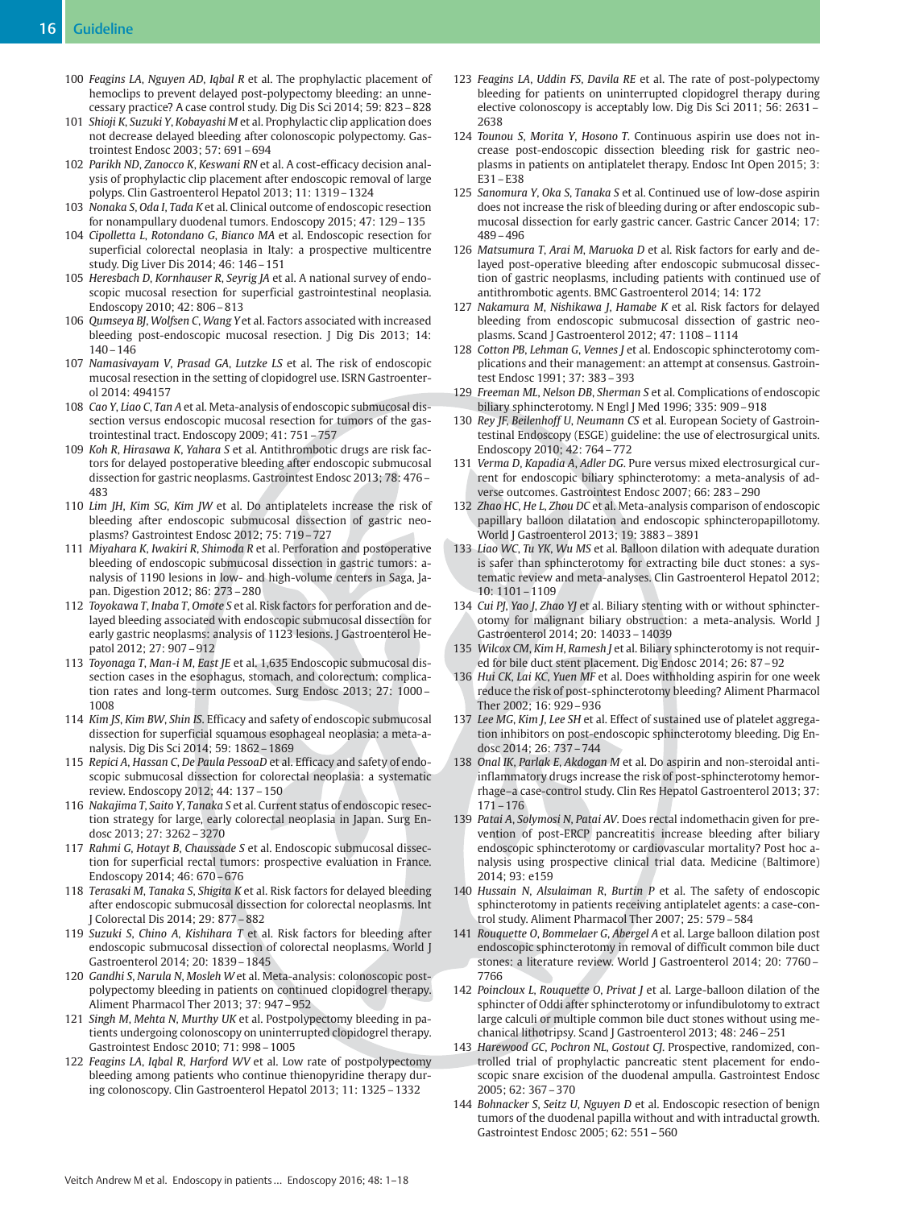100 *Feagins LA, Nguyen AD, Iqbal R* et al. The prophylactic placement of hemoclips to prevent delayed post-polypectomy bleeding: an unnecessary practice? A case control study. Dig Dis Sci 2014; 59: 823–828

101 *Shioji K, Suzuki Y, Kobayashi M* et al. Prophylactic clip application does not decrease delayed bleeding after colonoscopic polypectomy. Gastrointest Endosc 2003; 57: 691–694

102 *Parikh ND, Zanocco K, Keswani RN* et al. A cost-efficacy decision analysis of prophylactic clip placement after endoscopic removal of large polyps. Clin Gastroenterol Hepatol 2013; 11: 1319–1324

103 *Nonaka S, Oda I, Tada K* et al. Clinical outcome of endoscopic resection for nonampullary duodenal tumors. Endoscopy 2015; 47: 129–135

104 *Cipolletta L, Rotondano G, Bianco MA* et al. Endoscopic resection for superficial colorectal neoplasia in Italy: a prospective multicentre study. Dig Liver Dis 2014; 46: 146–151

105 *Heresbach D, Kornhauser R, Seyrig JA* et al. A national survey of endoscopic mucosal resection for superficial gastrointestinal neoplasia. Endoscopy 2010; 42: 806–813

106 *Qumseya BJ, Wolfsen C, Wang Y* et al. Factors associated with increased bleeding post-endoscopic mucosal resection. J Dig Dis 2013; 14: 140–146

107 *Namasivayam V, Prasad GA, Lutzke LS* et al. The risk of endoscopic mucosal resection in the setting of clopidogrel use. ISRN Gastroenterol 2014: 494157

108 *Cao Y, Liao C, Tan A* et al. Meta-analysis of endoscopic submucosal dissection versus endoscopic mucosal resection for tumors of the gastrointestinal tract. Endoscopy 2009; 41: 751–757

109 *Koh R, Hirasawa K, Yahara S* et al. Antithrombotic drugs are risk factors for delayed postoperative bleeding after endoscopic submucosal dissection for gastric neoplasms. Gastrointest Endosc 2013; 78: 476–483

110 *Lim JH, Kim SG, Kim JW* et al. Do antiplatelets increase the risk of bleeding after endoscopic submucosal dissection of gastric neoplasms? Gastrointest Endosc 2012; 75: 719–727

111 *Miyahara K, Iwakiri R, Shimoda R* et al. Perforation and postoperative bleeding of endoscopic submucosal dissection in gastric tumors: analysis of 1190 lesions in low- and high-volume centers in Saga, Japan. Digestion 2012; 86: 273–280

112 *Toyokawa T, Inaba T, Omote S* et al. Risk factors for perforation and delayed bleeding associated with endoscopic submucosal dissection for early gastric neoplasms: analysis of 1123 lesions. J Gastroenterol Hepatol 2012; 27: 907–912

113 *Toyonaga T, Man-i M, East JE* et al. 1,635 Endoscopic submucosal dissection cases in the esophagus, stomach, and colorectum: complication rates and long-term outcomes. Surg Endosc 2013; 27: 1000–1008

114 *Kim JS, Kim BW, Shin IS*. Efficacy and safety of endoscopic submucosal dissection for superficial squamous esophageal neoplasia: a meta-analysis. Dig Dis Sci 2014; 59: 1862–1869

115 *Repici A, Hassan C, De Paula PessoaD* et al. Efficacy and safety of endoscopic submucosal dissection for colorectal neoplasia: a systematic review. Endoscopy 2012; 44: 137–150

116 *Nakajima T, Saito Y, Tanaka S* et al. Current status of endoscopic resection strategy for large, early colorectal neoplasia in Japan. Surg Endosc 2013; 27: 3262–3270

117 *Rahmi G, Hotayt B, Chaussade S* et al. Endoscopic submucosal dissection for superficial rectal tumors: prospective evaluation in France. Endoscopy 2014; 46: 670–676

118 *Terasaki M, Tanaka S, Shigita K* et al. Risk factors for delayed bleeding after endoscopic submucosal dissection for colorectal neoplasms. Int J Colorectal Dis 2014; 29: 877–882

119 *Suzuki S, Chino A, Kishihara T* et al. Risk factors for bleeding after endoscopic submucosal dissection of colorectal neoplasms. World J Gastroenterol 2014; 20: 1839–1845

120 *Gandhi S, Narula N, Mosleh W* et al. Meta-analysis: colonoscopic post-polypectomy bleeding in patients on continued clopidogrel therapy. Aliment Pharmacol Ther 2013; 37: 947–952

121 *Singh M, Mehta N, Murthy UK* et al. Postpolypectomy bleeding in patients undergoing colonoscopy on uninterrupted clopidogrel therapy. Gastrointest Endosc 2010; 71: 998–1005

122 *Feagins LA, Iqbal R, Harford WV* et al. Low rate of postpolypectomy bleeding among patients who continue thienopyridine therapy during colonoscopy. Clin Gastroenterol Hepatol 2013; 11: 1325–1332

123 *Feagins LA, Uddin FS, Davila RE* et al. The rate of post-polypectomy bleeding for patients on uninterrupted clopidogrel therapy during elective colonoscopy is acceptably low. Dig Dis Sci 2011; 56: 2631–2638

124 *Tounou S, Morita Y, Hosono T*. Continuous aspirin use does not increase post-endoscopic dissection bleeding risk for gastric neoplasms in patients on antiplatelet therapy. Endosc Int Open 2015; 3: E31–E38

125 *Sanomura Y, Oka S, Tanaka S* et al. Continued use of low-dose aspirin does not increase the risk of bleeding during or after endoscopic submucosal dissection for early gastric cancer. Gastric Cancer 2014; 17: 489–496

126 *Matsumura T, Arai M, Maruoka D* et al. Risk factors for early and delayed post-operative bleeding after endoscopic submucosal dissection of gastric neoplasms, including patients with continued use of antithrombotic agents. BMC Gastroenterol 2014; 14: 172

127 *Nakamura M, Nishikawa J, Hamabe K* et al. Risk factors for delayed bleeding from endoscopic submucosal dissection of gastric neoplasms. Scand J Gastroenterol 2012; 47: 1108–1114

128 *Cotton PB, Lehman G, Vennes J* et al. Endoscopic sphincterotomy complications and their management: an attempt at consensus. Gastrointest Endosc 1991; 37: 383–393

129 *Freeman ML, Nelson DB, Sherman S* et al. Complications of endoscopic biliary sphincterotomy. N Engl J Med 1996; 335: 909–918

130 *Rey JF, Beilenhoff U, Neumann CS* et al. European Society of Gastrointestinal Endoscopy (ESGE) guideline: the use of electrosurgical units. Endoscopy 2010; 42: 764–772

131 *Verma D, Kapadia A, Adler DG*. Pure versus mixed electrosurgical current for endoscopic biliary sphincterotomy: a meta-analysis of adverse outcomes. Gastrointest Endosc 2007; 66: 283–290

132 *Zhao HC, He L, Zhou DC* et al. Meta-analysis comparison of endoscopic papillary balloon dilatation and endoscopic sphincteropapillotomy. World J Gastroenterol 2013; 19: 3883–3891

133 *Liao WC, Tu YK, Wu MS* et al. Balloon dilation with adequate duration is safer than sphincterotomy for extracting bile duct stones: a systematic review and meta-analyses. Clin Gastroenterol Hepatol 2012; 10: 1101–1109

134 *Cui PJ, Yao J, Zhao YJ* et al. Biliary stenting with or without sphincterotomy for malignant biliary obstruction: a meta-analysis. World J Gastroenterol 2014; 20: 14033–14039

135 *Wilcox CM, Kim H, Ramesh J* et al. Biliary sphincterotomy is not required for bile duct stent placement. Dig Endosc 2014; 26: 87–92

136 *Hui CK, Lai KC, Yuen MF* et al. Does withholding aspirin for one week reduce the risk of post-sphincterotomy bleeding? Aliment Pharmacol Ther 2002; 16: 929–936

137 *Lee MG, Kim J, Lee SH* et al. Effect of sustained use of platelet aggregation inhibitors on post-endoscopic sphincterotomy bleeding. Dig Endosc 2014; 26: 737–744

138 *Onal IK, Parlak E, Akdogan M* et al. Do aspirin and non-steroidal anti-inflammatory drugs increase the risk of post-sphincterotomy hemorrhage–a case-control study. Clin Res Hepatol Gastroenterol 2013; 37: 171–176

139 *Patai A, Solymosi N, Patai AV*. Does rectal indomethacin given for prevention of post-ERCP pancreatitis increase bleeding after biliary endoscopic sphincterotomy or cardiovascular mortality? Post hoc analysis using prospective clinical trial data. Medicine (Baltimore) 2014; 93: e159

140 *Hussain N, Alsulaiman R, Burtin P* et al. The safety of endoscopic sphincterotomy in patients receiving antiplatelet agents: a case-control study. Aliment Pharmacol Ther 2007; 25: 579–584

141 *Rouquette O, Bommelaer G, Abergel A* et al. Large balloon dilation post endoscopic sphincterotomy in removal of difficult common bile duct stones: a literature review. World J Gastroenterol 2014; 20: 7760–7766

142 *Poincloux L, Rouquette O, Privat J* et al. Large-balloon dilation of the sphincter of Oddi after sphincterotomy or infundibulotomy to extract large calculi or multiple common bile duct stones without using mechanical lithotripsy. Scand J Gastroenterol 2013; 48: 246–251

143 *Harewood GC, Pochron NL, Gostout CJ*. Prospective, randomized, controlled trial of prophylactic pancreatic stent placement for endoscopic snare excision of the duodenal ampulla. Gastrointest Endosc 2005; 62: 367–370

144 *Bohnacker S, Seitz U, Nguyen D* et al. Endoscopic resection of benign tumors of the duodenal papilla without and with intraductal growth. Gastrointest Endosc 2005; 62: 551–560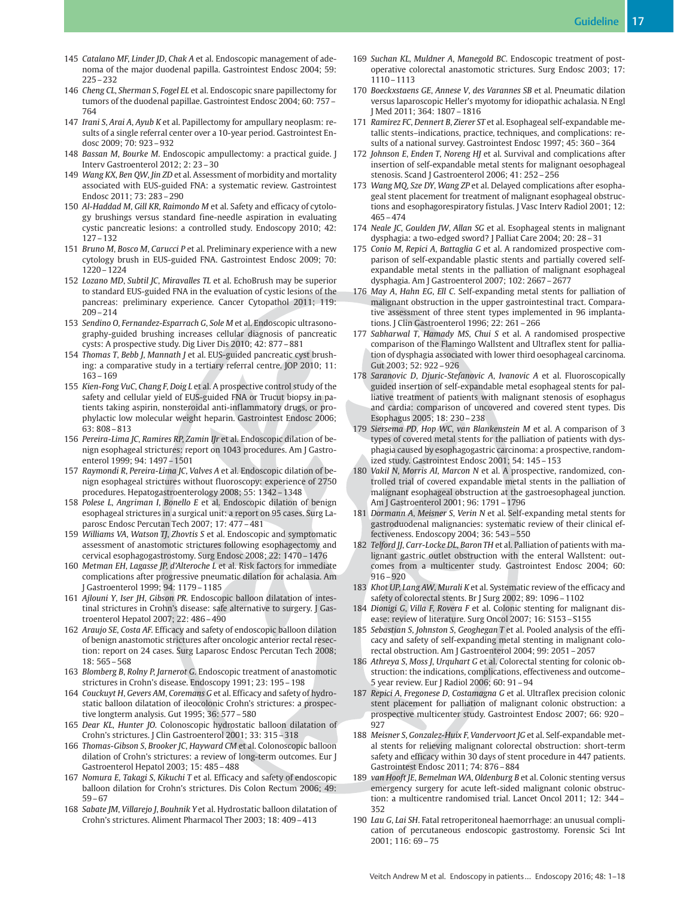145 *Catalano MF, Linder JD, Chak A* et al. Endoscopic management of adenoma of the major duodenal papilla. Gastrointest Endosc 2004; 59: 225 – 232

146 *Cheng CL, Sherman S, Fogel EL* et al. Endoscopic snare papillectomy for tumors of the duodenal papillae. Gastrointest Endosc 2004; 60: 757 – 764

147 *Irani S, Arai A, Ayub K* et al. Papillectomy for ampullary neoplasm: results of a single referral center over a 10-year period. Gastrointest Endosc 2009; 70: 923 – 932

148 *Bassan M, Bourke M*. Endoscopic ampullectomy: a practical guide. J Interv Gastroenterol 2012; 2: 23 – 30

149 *Wang KX, Ben QW, Jin ZD* et al. Assessment of morbidity and mortality associated with EUS-guided FNA: a systematic review. Gastrointest Endosc 2011; 73: 283 – 290

150 *Al-Haddad M, Gill KR, Raimondo M* et al. Safety and efficacy of cytology brushings versus standard fine-needle aspiration in evaluating cystic pancreatic lesions: a controlled study. Endoscopy 2010; 42: 127 – 132

151 *Bruno M, Bosco M, Carucci P* et al. Preliminary experience with a new cytology brush in EUS-guided FNA. Gastrointest Endosc 2009; 70: 1220 – 1224

152 *Lozano MD, Subtil JC, Miravalles TL* et al. EchoBrush may be superior to standard EUS-guided FNA in the evaluation of cystic lesions of the pancreas: preliminary experience. Cancer Cytopathol 2011; 119: 209 – 214

153 *Sendino O, Fernandez-Esparrach G, Sole M* et al. Endoscopic ultrasonography-guided brushing increases cellular diagnosis of pancreatic cysts: A prospective study. Dig Liver Dis 2010; 42: 877 – 881

154 *Thomas T, Bebb J, Mannath J* et al. EUS-guided pancreatic cyst brushing: a comparative study in a tertiary referral centre. JOP 2010; 11: 163 – 169

155 *Kien-Fong VuC, Chang F, Doig L* et al. A prospective control study of the safety and cellular yield of EUS-guided FNA or Trucut biopsy in patients taking aspirin, nonsteroidal anti-inflammatory drugs, or prophylactic low molecular weight heparin. Gastrointest Endosc 2006; 63: 808 – 813

156 *Pereira-Lima JC, Ramires RP, Zamin IJr* et al. Endoscopic dilation of benign esophageal strictures: report on 1043 procedures. Am J Gastroenterol 1999; 94: 1497 – 1501

157 *Raymondi R, Pereira-Lima JC, Valves A* et al. Endoscopic dilation of benign esophageal strictures without fluoroscopy: experience of 2750 procedures. Hepatogastroenterology 2008; 55: 1342 – 1348

158 *Polese L, Angriman I, Bonello E* et al. Endoscopic dilation of benign esophageal strictures in a surgical unit: a report on 95 cases. Surg Laparosc Endosc Percutan Tech 2007; 17: 477 – 481

159 *Williams VA, Watson TJ, Zhovtis S* et al. Endoscopic and symptomatic assessment of anastomotic strictures following esophagectomy and cervical esophagogastrostomy. Surg Endosc 2008; 22: 1470 – 1476

160 *Metman EH, Lagasse JP, d'Alteroche L* et al. Risk factors for immediate complications after progressive pneumatic dilation for achalasia. Am J Gastroenterol 1999; 94: 1179 – 1185

161 *Ajlouni Y, Iser JH, Gibson PR*. Endoscopic balloon dilatation of intestinal strictures in Crohn's disease: safe alternative to surgery. J Gastroenterol Hepatol 2007; 22: 486 – 490

162 *Araujo SE, Costa AF*. Efficacy and safety of endoscopic balloon dilation of benign anastomotic strictures after oncologic anterior rectal resection: report on 24 cases. Surg Laparosc Endosc Percutan Tech 2008; 18: 565 – 568

163 *Blomberg B, Rolny P, Jarnerot G*. Endoscopic treatment of anastomotic strictures in Crohn's disease. Endoscopy 1991; 23: 195 – 198

164 *Couckuyt H, Gevers AM, Coremans G* et al. Efficacy and safety of hydrostatic balloon dilatation of ileocolonic Crohn's strictures: a prospective longterm analysis. Gut 1995; 36: 577 – 580

165 *Dear KL, Hunter JO*. Colonoscopic hydrostatic balloon dilatation of Crohn's strictures. J Clin Gastroenterol 2001; 33: 315 – 318

166 *Thomas-Gibson S, Brooker JC, Hayward CM* et al. Colonoscopic balloon dilation of Crohn's strictures: a review of long-term outcomes. Eur J Gastroenterol Hepatol 2003; 15: 485 – 488

167 *Nomura E, Takagi S, Kikuchi T* et al. Efficacy and safety of endoscopic balloon dilation for Crohn's strictures. Dis Colon Rectum 2006; 49: 59 – 67

168 *Sabate JM, Villarejo J, Bouhnik Y* et al. Hydrostatic balloon dilatation of Crohn's strictures. Aliment Pharmacol Ther 2003; 18: 409 – 413

169 *Suchan KL, Muldner A, Manegold BC*. Endoscopic treatment of postoperative colorectal anastomotic strictures. Surg Endosc 2003; 17: 1110 – 1113

170 *Boeckxstaens GE, Annese V, des Varannes SB* et al. Pneumatic dilation versus laparoscopic Heller's myotomy for idiopathic achalasia. N Engl J Med 2011; 364: 1807 – 1816

171 *Ramirez FC, Dennert B, Zierer ST* et al. Esophageal self-expandable metallic stents–indications, practice, techniques, and complications: results of a national survey. Gastrointest Endosc 1997; 45: 360 – 364

172 *Johnson E, Enden T, Noreng HJ* et al. Survival and complications after insertion of self-expandable metal stents for malignant oesophageal stenosis. Scand J Gastroenterol 2006; 41: 252 – 256

173 *Wang MQ, Sze DY, Wang ZP* et al. Delayed complications after esophageal stent placement for treatment of malignant esophageal obstructions and esophagorespiratory fistulas. J Vasc Interv Radiol 2001; 12: 465 – 474

174 *Neale JC, Goulden JW, Allan SG* et al. Esophageal stents in malignant dysphagia: a two-edged sword? J Palliat Care 2004; 20: 28 – 31

175 *Conio M, Repici A, Battaglia G* et al. A randomized prospective comparison of self-expandable plastic stents and partially covered self-expandable metal stents in the palliation of malignant esophageal dysphagia. Am J Gastroenterol 2007; 102: 2667 – 2677

176 *May A, Hahn EG, Ell C*. Self-expanding metal stents for palliation of malignant obstruction in the upper gastrointestinal tract. Comparative assessment of three stent types implemented in 96 implantations. J Clin Gastroenterol 1996; 22: 261 – 266

177 *Sabharwal T, Hamady MS, Chui S* et al. A randomised prospective comparison of the Flamingo Wallstent and Ultraflex stent for palliation of dysphagia associated with lower third oesophageal carcinoma. Gut 2003; 52: 922 – 926

178 *Saranovic D, Djuric-Stefanovic A, Ivanovic A* et al. Fluoroscopically guided insertion of self-expandable metal esophageal stents for palliative treatment of patients with malignant stenosis of esophagus and cardia: comparison of uncovered and covered stent types. Dis Esophagus 2005; 18: 230 – 238

179 *Siersema PD, Hop WC, van Blankenstein M* et al. A comparison of 3 types of covered metal stents for the palliation of patients with dysphagia caused by esophagogastric carcinoma: a prospective, randomized study. Gastrointest Endosc 2001; 54: 145 – 153

180 *Vakil N, Morris AI, Marcon N* et al. A prospective, randomized, controlled trial of covered expandable metal stents in the palliation of malignant esophageal obstruction at the gastroesophageal junction. Am J Gastroenterol 2001; 96: 1791 – 1796

181 *Dormann A, Meisner S, Verin N* et al. Self-expanding metal stents for gastroduodenal malignancies: systematic review of their clinical effectiveness. Endoscopy 2004; 36: 543 – 550

182 *Telford JJ, Carr-Locke DL, Baron TH* et al. Palliation of patients with malignant gastric outlet obstruction with the enteral Wallstent: outcomes from a multicenter study. Gastrointest Endosc 2004; 60: 916 – 920

183 *Khot UP, Lang AW, Murali K* et al. Systematic review of the efficacy and safety of colorectal stents. Br J Surg 2002; 89: 1096 – 1102

184 *Dionigi G, Villa F, Rovera F* et al. Colonic stenting for malignant disease: review of literature. Surg Oncol 2007; 16: S153 – S155

185 *Sebastian S, Johnston S, Geoghegan T* et al. Pooled analysis of the efficacy and safety of self-expanding metal stenting in malignant colorectal obstruction. Am J Gastroenterol 2004; 99: 2051 – 2057

186 *Athreya S, Moss J, Urquhart G* et al. Colorectal stenting for colonic obstruction: the indications, complications, effectiveness and outcome–5 year review. Eur J Radiol 2006; 60: 91 – 94

187 *Repici A, Fregonese D, Costamagna G* et al. Ultraflex precision colonic stent placement for palliation of malignant colonic obstruction: a prospective multicenter study. Gastrointest Endosc 2007; 66: 920 – 927

188 *Meisner S, Gonzalez-Huix F, Vandervoort JG* et al. Self-expandable metal stents for relieving malignant colorectal obstruction: short-term safety and efficacy within 30 days of stent procedure in 447 patients. Gastrointest Endosc 2011; 74: 876 – 884

189 *van Hooft JE, Bemelman WA, Oldenburg B* et al. Colonic stenting versus emergency surgery for acute left-sided malignant colonic obstruction: a multicentre randomised trial. Lancet Oncol 2011; 12: 344 – 352

190 *Lau G, Lai SH*. Fatal retroperitoneal haemorrhage: an unusual complication of percutaneous endoscopic gastrostomy. Forensic Sci Int 2001; 116: 69 – 75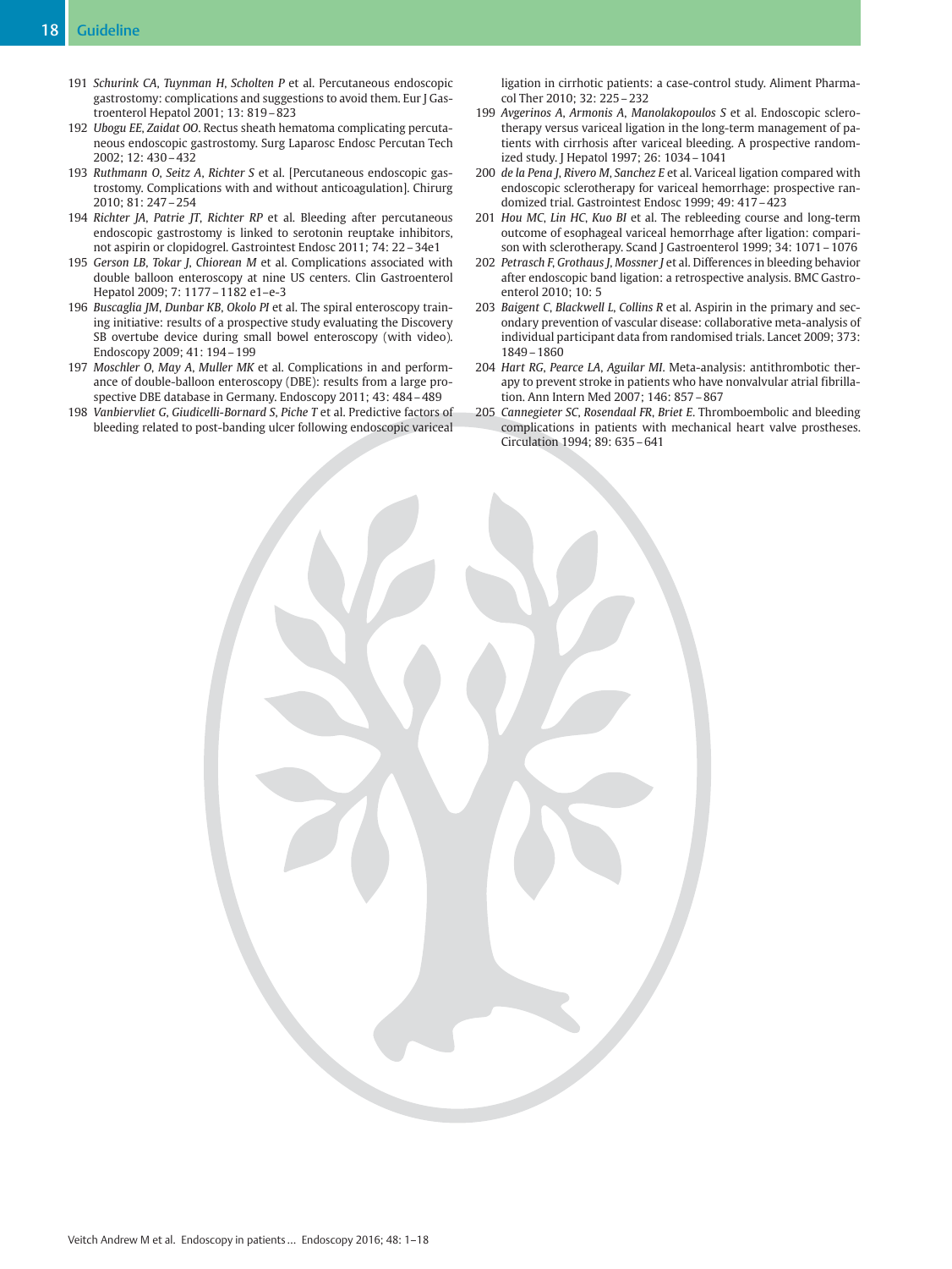191 *Schurink CA, Tuynman H, Scholten P* et al. Percutaneous endoscopic gastrostomy: complications and suggestions to avoid them. Eur J Gastroenterol Hepatol 2001; 13: 819 – 823

192 *Ubogu EE, Zaidat OO*. Rectus sheath hematoma complicating percutaneous endoscopic gastrostomy. Surg Laparosc Endosc Percutan Tech 2002; 12: 430 – 432

193 *Ruthmann O, Seitz A, Richter S* et al. [Percutaneous endoscopic gastrostomy. Complications with and without anticoagulation]. Chirurg 2010; 81: 247 – 254

194 *Richter JA, Patrie JT, Richter RP* et al. Bleeding after percutaneous endoscopic gastrostomy is linked to serotonin reuptake inhibitors, not aspirin or clopidogrel. Gastrointest Endosc 2011; 74: 22 – 34e1

195 *Gerson LB, Tokar J, Chiorean M* et al. Complications associated with double balloon enteroscopy at nine US centers. Clin Gastroenterol Hepatol 2009; 7: 1177 – 1182 e1–e-3

196 *Buscaglia JM, Dunbar KB, Okolo PI* et al. The spiral enteroscopy training initiative: results of a prospective study evaluating the Discovery SB overtube device during small bowel enteroscopy (with video). Endoscopy 2009; 41: 194 – 199

197 *Moschler O, May A, Muller MK* et al. Complications in and performance of double-balloon enteroscopy (DBE): results from a large prospective DBE database in Germany. Endoscopy 2011; 43: 484 – 489

198 *Vanbiervliet G, Giudicelli-Bornard S, Piche T* et al. Predictive factors of bleeding related to post-banding ulcer following endoscopic variceal ligation in cirrhotic patients: a case-control study. Aliment Pharmacol Ther 2010; 32: 225 – 232

199 *Avgerinos A, Armonis A, Manolakopoulos S* et al. Endoscopic sclerotherapy versus variceal ligation in the long-term management of patients with cirrhosis after variceal bleeding. A prospective randomized study. J Hepatol 1997; 26: 1034 – 1041

200 *de la Pena J, Rivero M, Sanchez E* et al. Variceal ligation compared with endoscopic sclerotherapy for variceal hemorrhage: prospective randomized trial. Gastrointest Endosc 1999; 49: 417 – 423

201 *Hou MC, Lin HC, Kuo BI* et al. The rebleeding course and long-term outcome of esophageal variceal hemorrhage after ligation: comparison with sclerotherapy. Scand J Gastroenterol 1999; 34: 1071 – 1076

202 *Petrasch F, Grothaus J, Mossner J* et al. Differences in bleeding behavior after endoscopic band ligation: a retrospective analysis. BMC Gastroenterol 2010; 10: 5

203 *Baigent C, Blackwell L, Collins R* et al. Aspirin in the primary and secondary prevention of vascular disease: collaborative meta-analysis of individual participant data from randomised trials. Lancet 2009; 373: 1849 – 1860

204 *Hart RG, Pearce LA, Aguilar MI*. Meta-analysis: antithrombotic therapy to prevent stroke in patients who have nonvalvular atrial fibrillation. Ann Intern Med 2007; 146: 857 – 867

205 *Cannegieter SC, Rosendaal FR, Briet E*. Thromboembolic and bleeding complications in patients with mechanical heart valve prostheses. Circulation 1994; 89: 635 – 641